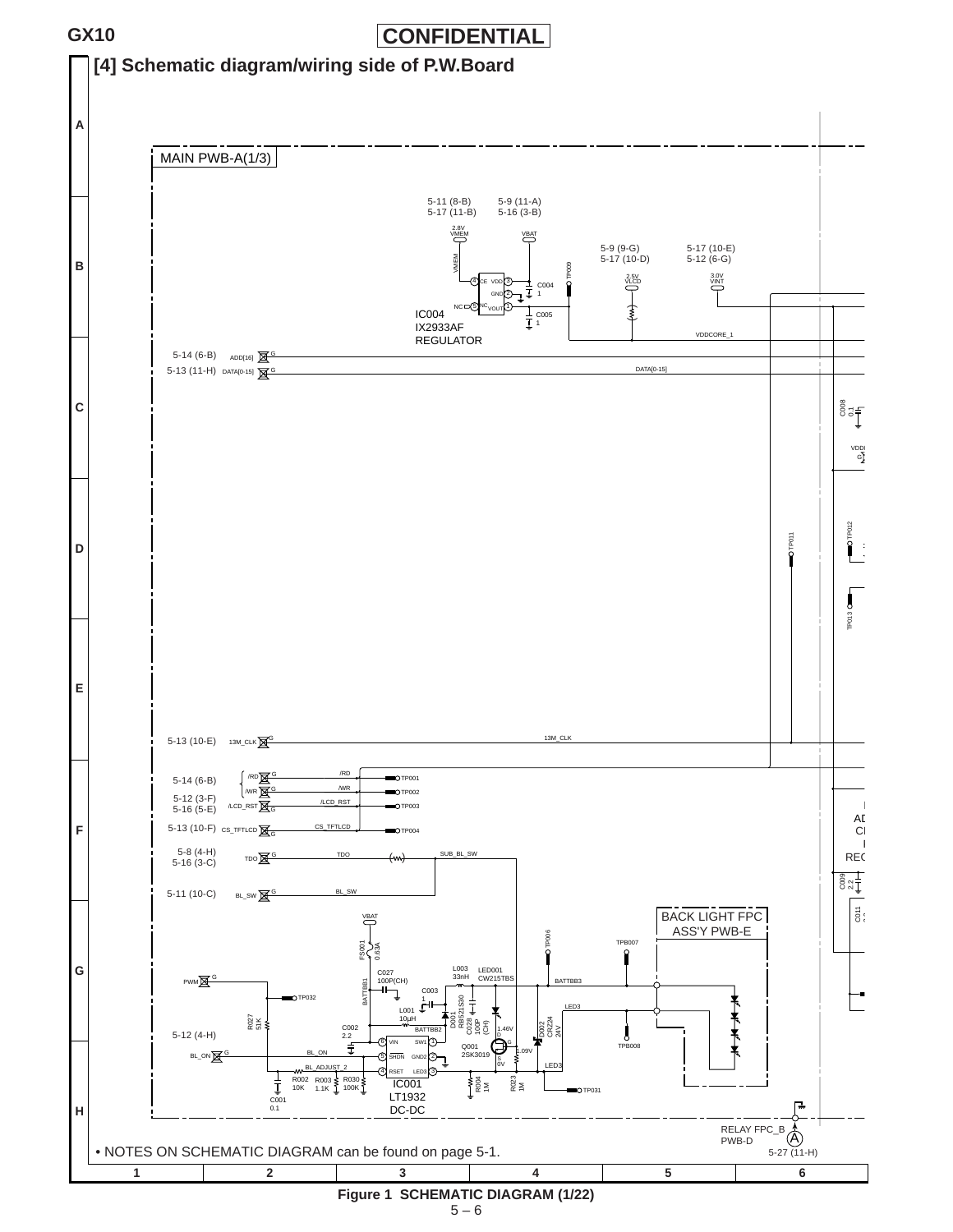CONFIDENTIAL

## [4] Schematic diagram/wiring side of P.W.Board

MAIN PWB-A(1/3)

5-11 (8-B)
5-17 (11-B)
5-9 (11-A)
5-16 (3-B)
2.8V
VMEM
VBAT
5-9 (9-G)
5-17 (10-D)
5-17 (10-E)
5-12 (6-G)
2.5V
VLCD
3.0V
VINT
TP009
CE VDD
GND
NC NC VOUT
C004
1
C005
1
IC004
IX2933AF
REGULATOR
VDDCORE_1
5-14 (6-B) ADD[16]
5-13 (11-H) DATA[0-15]
DATA[0-15]
C008
0.1
VDD
TP011
TP012
TP013
5-13 (10-E) 13M_CLK
13M_CLK
5-14 (6-B) /RD /WR
/RD
/WR
TP001
TP002
5-12 (3-F)
5-16 (5-E) /LCD_RST
/LCD_RST
TP003
5-13 (10-F) CS_TFTLCD
CS_TFTLCD
TP004
5-8 (4-H)
5-16 (3-C) TDO
TDO
SUB_BL_SW
5-11 (10-C) BL_SW
BL_SW
C009
2.2
C011
VBAT
FS001
0.63A
BACK LIGHT FPC
ASS'Y PWB-E
TP006
TPB007
PWM
TP032
C027
100P(CH)
BATTBB1
L003
33nH
LED001
CW215TBS
BATTBB3
C003
1
LED3
R027
51K
L001
10μH
D001
RB521S30
C028
100P
(CH)
D002
CRZ24
24V
5-12 (4-H)
C002
2.2
BATTBB2
1.46V
VIN SW1
TPB008
Q001
2SK3019
BL_ON
BL_ON
SHDN GND2
1.09V
0V
BL_ADJUST_2
RSET LED3
LED3
R002
10K
R003
1.1K
R030
100K
IC001
LT1932
DC-DC
R004
1M
R023
1M
TP031
C001
0.1
RELAY FPC_B
PWB-D
5-27 (11-H)

• NOTES ON SCHEMATIC DIAGRAM can be found on page 5-1.

Figure 1 SCHEMATIC DIAGRAM (1/22)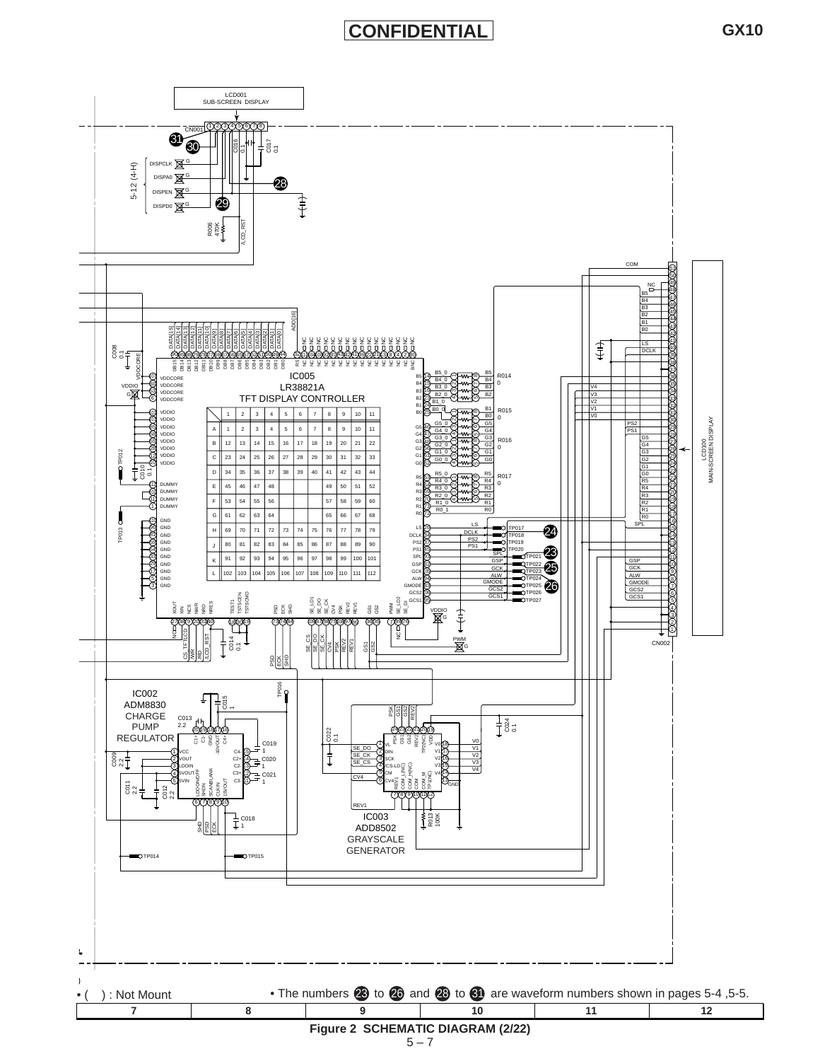CONFIDENTIAL

GX10

LCD001
SUB-SCREEN DISPLAY

CN001

5-12 (4-H)

DISPCLK
DISPA0
DISPEN
DISPD0

C016 0.1
C017 0.1

R006 470K

/LCD_RST

IC005
LR38821A
TFT DISPLAY CONTROLLER

| | 1 | 2 | 3 | 4 | 5 | 6 | 7 | 8 | 9 | 10 | 11 |
|---|---|---|---|---|---|---|---|---|---|---|---|
| A | 1 | 2 | 3 | 4 | 5 | 6 | 7 | 8 | 9 | 10 | 11 |
| B | 12 | 13 | 14 | 15 | 16 | 17 | 18 | 19 | 20 | 21 | 22 |
| C | 23 | 24 | 25 | 26 | 27 | 28 | 29 | 30 | 31 | 32 | 33 |
| D | 34 | 35 | 36 | 37 | 38 | 39 | 40 | 41 | 42 | 43 | 44 |
| E | 45 | 46 | 47 | 48 | | | | 49 | 50 | 51 | 52 |
| F | 53 | 54 | 55 | 56 | | | | 57 | 58 | 59 | 60 |
| G | 61 | 62 | 63 | 64 | | | | 65 | 66 | 67 | 68 |
| H | 69 | 70 | 71 | 72 | 73 | 74 | 75 | 76 | 77 | 78 | 79 |
| J | 80 | 81 | 82 | 83 | 84 | 85 | 86 | 87 | 88 | 89 | 90 |
| K | 91 | 92 | 93 | 94 | 95 | 96 | 97 | 98 | 99 | 100 | 101 |
| L | 102 | 103 | 104 | 105 | 106 | 107 | 108 | 109 | 110 | 111 | 112 |

VDDCORE VDDIO DUMMY GND

C008 0.1
C010 0.1
TP012
TP013

R014 0
R015 0
R016 0
R017 0

TP017 TP018 TP019 TP020 TP021 TP022 TP023 TP024 TP025 TP026 TP027

C014 0.1

LCD100
MAIN-SCREEN DISPLAY

CN002

COM NC B5 B4 B3 B2 B1 B0 LS DCLK V4 V3 V2 V1 V0 PS2 PS1 G5 G4 G3 G2 G1 G0 R5 R4 R3 R2 R1 R0 SPL GSP GCK ALW GMODE GCS2 GCS1

IC002
ADM8830
CHARGE
PUMP
REGULATOR

C013 2.2
C015 1
C009 2.2
C011 2.2
C012 2.2
C018 1
C019 1
C020 1
C021 1

TP014
TP015
TP016

IC003
ADD8502
GRAYSCALE
GENERATOR

C022 0.1
C024 0.1
R013 100K

• ( ) : Not Mount

• The numbers 23 to 26 and 28 to 31 are waveform numbers shown in pages 5-4 ,5-5.

| 7 | 8 | 9 | 10 | 11 | 12 |
|---|---|---|---|---|---|

Figure 2 SCHEMATIC DIAGRAM (2/22)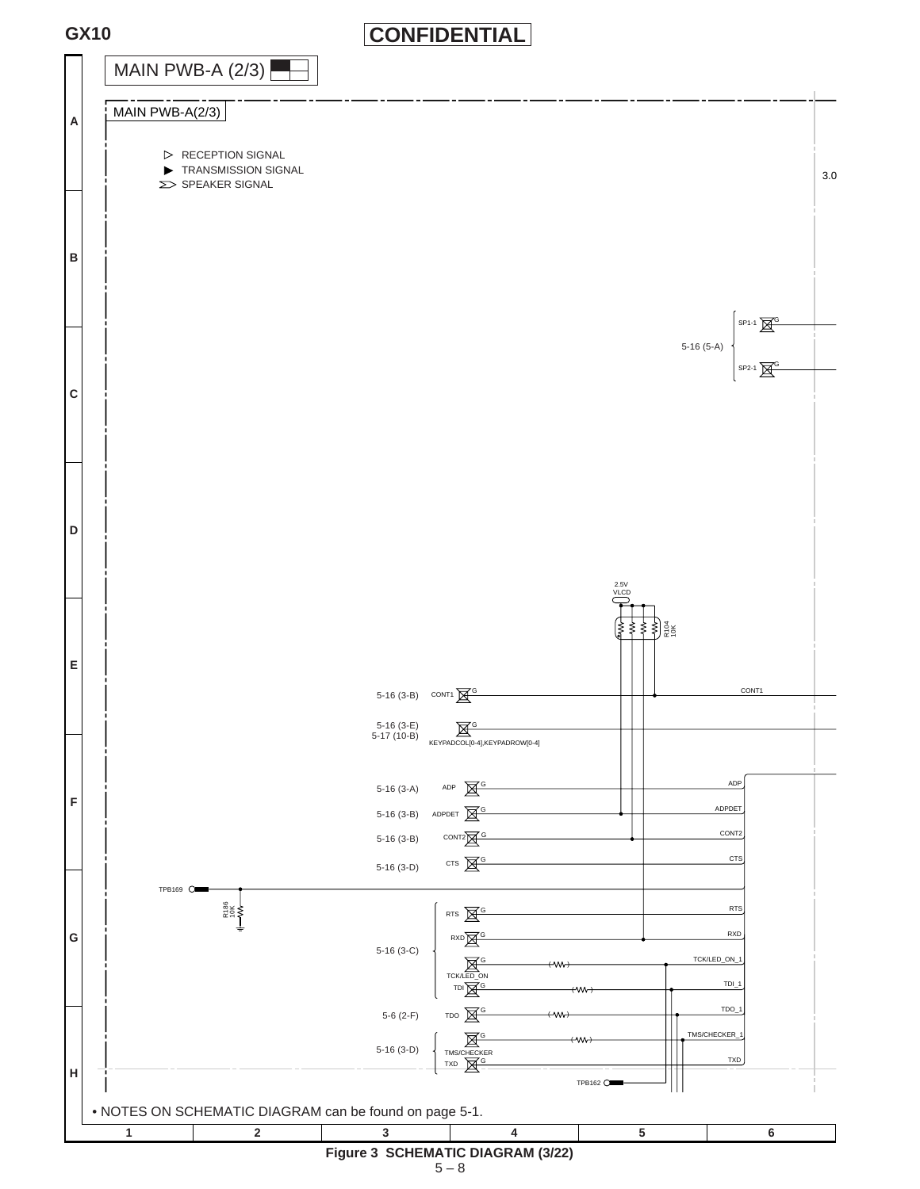CONFIDENTIAL

MAIN PWB-A (2/3)

MAIN PWB-A(2/3)

▷ RECEPTION SIGNAL
▶ TRANSMISSION SIGNAL
SPEAKER SIGNAL

3.0

5-16 (5-A)
SP1-1 G
SP2-1 G

2.5V
VLCD
R104
10K

5-16 (3-B) CONT1 G — CONT1

5-16 (3-E)
5-17 (10-B) G
KEYPADCOL[0-4],KEYPADROW[0-4]

5-16 (3-A) ADP G — ADP
5-16 (3-B) ADPDET G — ADPDET
5-16 (3-B) CONT2 G — CONT2
5-16 (3-D) CTS G — CTS

TPB169
R186
10K

5-16 (3-C)
RTS G — RTS
RXD G — RXD
TCK/LED_ON G — TCK/LED_ON_1
TDI G — TDI_1

5-6 (2-F) TDO G — TDO_1

5-16 (3-D)
TMS/CHECKER G — TMS/CHECKER_1
TXD G — TXD

TPB162

• NOTES ON SCHEMATIC DIAGRAM can be found on page 5-1.

**Figure 3 SCHEMATIC DIAGRAM (3/22)**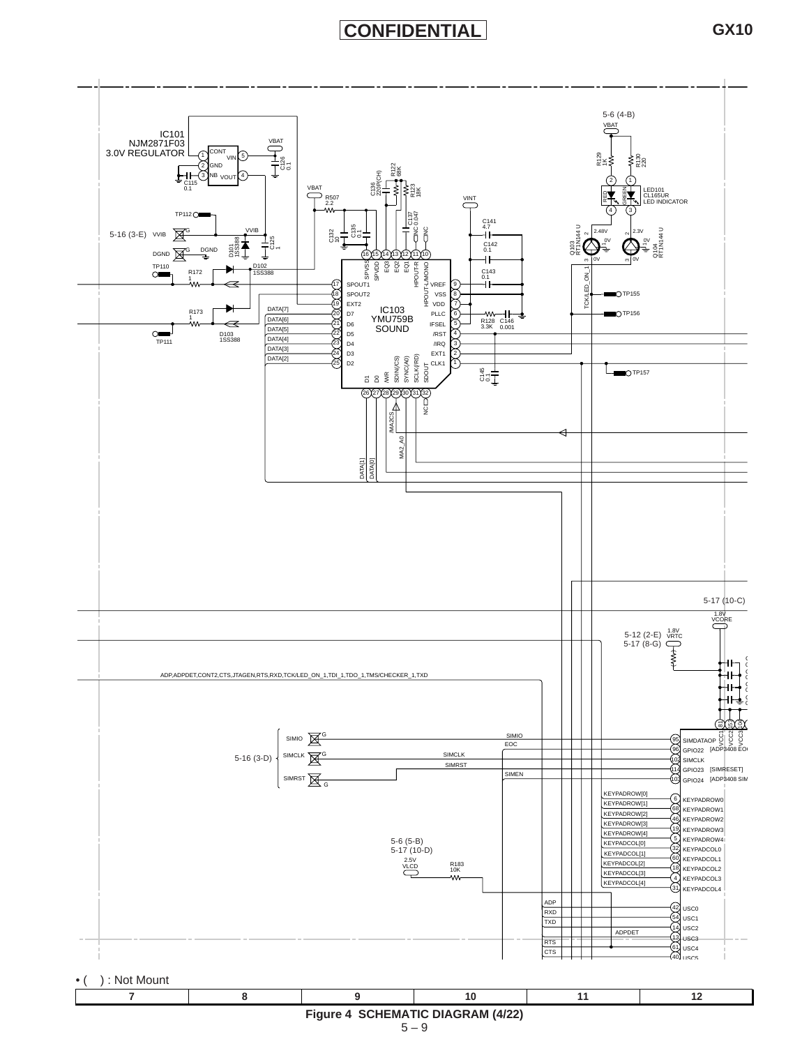**CONFIDENTIAL**

IC101
NJM2871F03
3.0V REGULATOR

IC103
YMU759B
SOUND

LED101
CL165UR
LED INDICATOR

5-6 (4-B)
5-16 (3-E)
5-17 (10-C)
5-12 (2-E)
5-17 (8-G)
5-16 (3-D)
5-6 (5-B)
5-17 (10-D)

ADP,ADPDET,CONT2,CTS,JTAGEN,RTS,RXD,TCK/LED_ON_1,TDI_1,TDO_1,TMS/CHECKER_1,TXD

• ( ) : Not Mount

| 7 | 8 | 9 | 10 | 11 | 12 |
|---|---|---|---|---|---|

**Figure 4 SCHEMATIC DIAGRAM (4/22)**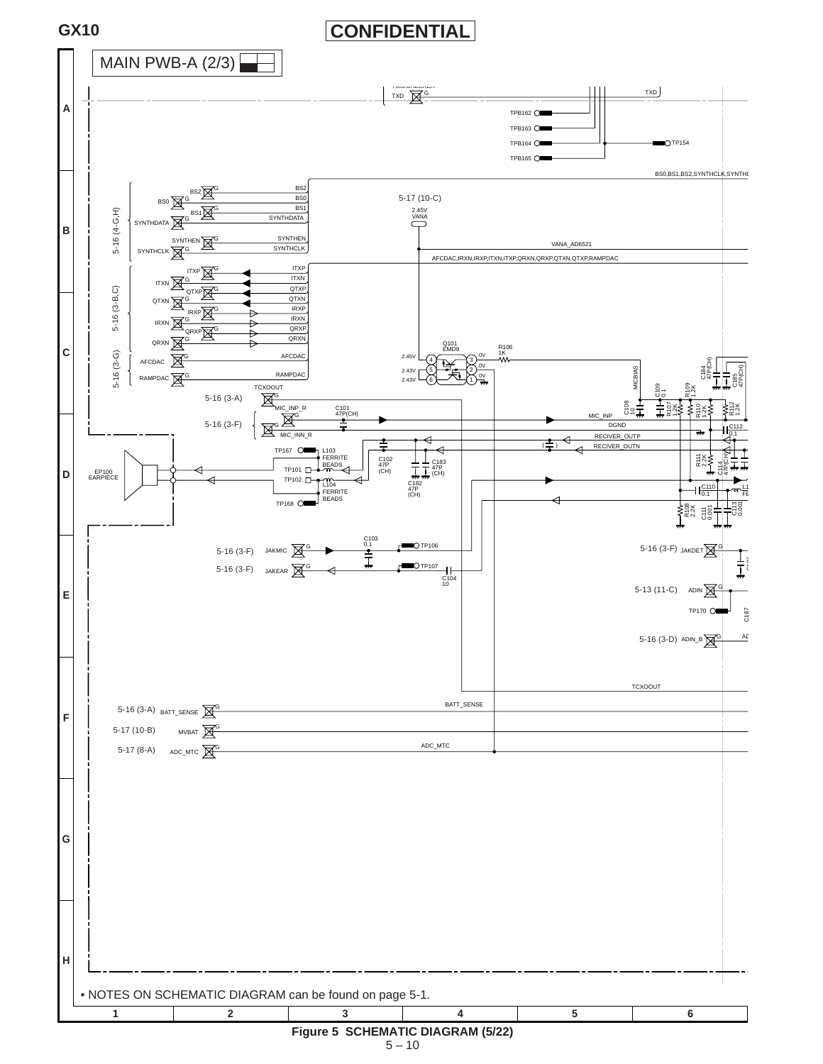# MAIN PWB-A (2/3)

CONFIDENTIAL

TXD
TPB162
TPB163
TPB164
TPB165
TP154
BS0,BS1,BS2,SYNTHCLK,SYNTHD

5-16 (4-G,H)
BS2
BS0
BS1
SYNTHDATA
SYNTHEN
SYNTHCLK

5-17 (10-C)
2.45V
VANA
VANA_AD6521
AFCDAC,IRXN,IRXP,ITXN,ITXP,QRXN,QRXP,QTXN,QTXP,RAMPDAC

5-16 (3-B,C)
ITXP
ITXN
QTXP
QTXN
IRXP
IRXN
QRXP
QRXN

5-16 (3-G)
AFCDAC
RAMPDAC

Q101
EMD9
R106
1K
2.45V
2.43V
2.43V
0V
0V
0V
MICBIAS
C184
47P(CH)
C185
47P(CH)
C108
10
C109
0.1
R107
1.2K
R109
1.2K
R110
1.2K
R112
1.2K

TCXOOUT
5-16 (3-A)
MIC_INP_R
C101
47P(CH)
MIC_INP
DGND
5-16 (3-F)
MIC_INN_R
C112
0.1
RECIVER_OUTP
RECIVER_OUTN

TP167
L103
FERRITE BEADS
C102
47P
(CH)
C183
47P
(CH)
C182
47P
(CH)
R111
2.2K
C114
47P(CH)
EP100
EARPIECE
TP101
TP102
L104
FERRITE BEADS
TP168
C110
0.1
R108
2.2K
C111
0.001
C113
0.001

5-16 (3-F) JAKMIC
C103
0.1
TP106
5-16 (3-F) JAKEAR
TP107
C104
10
5-16 (3-F) JAKDET
5-13 (11-C) ADIN
TP170
C187
5-16 (3-D) ADIN_B

TCXOOUT
5-16 (3-A) BATT_SENSE
BATT_SENSE
5-17 (10-B) MVBAT
5-17 (8-A) ADC_MTC
ADC_MTC

• NOTES ON SCHEMATIC DIAGRAM can be found on page 5-1.

**Figure 5 SCHEMATIC DIAGRAM (5/22)**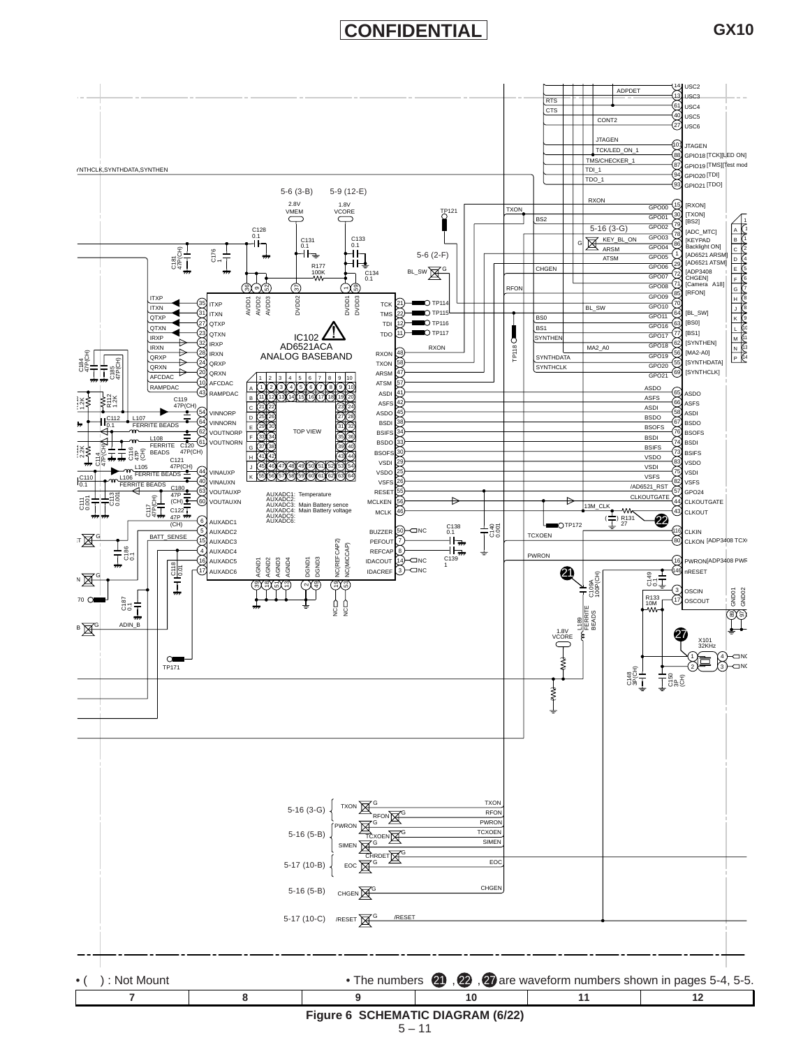**CONFIDENTIAL**

• ( ) : Not Mount

• The numbers 21 , 22 , 27 are waveform numbers shown in pages 5-4, 5-5.

| 7 | 8 | 9 | 10 | 11 | 12 |
|---|---|---|---|---|---|

**Figure 6 SCHEMATIC DIAGRAM (6/22)**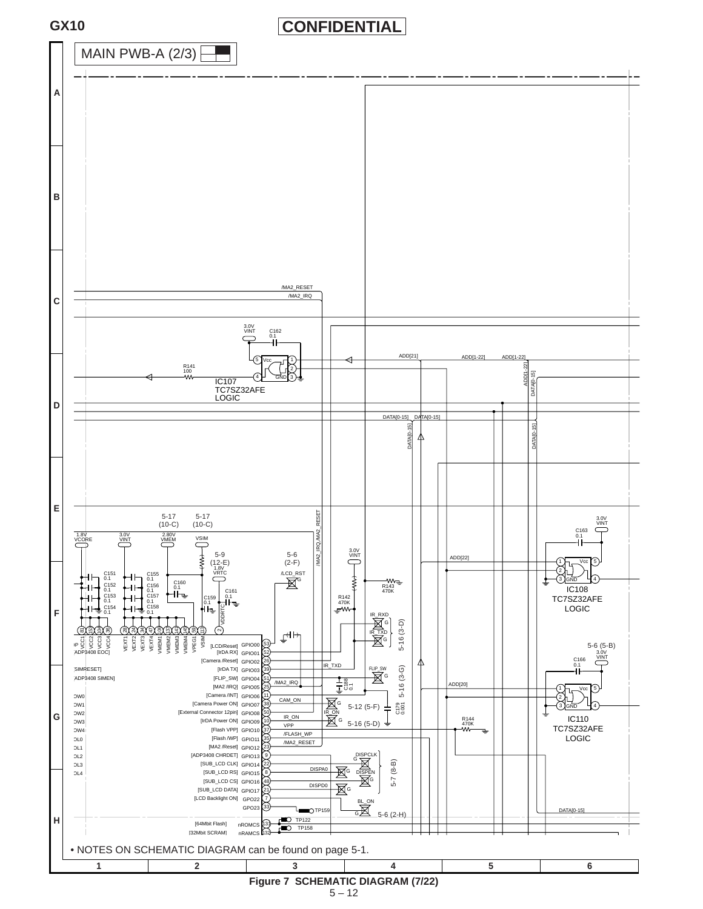CONFIDENTIAL

MAIN PWB-A (2/3)

/MA2_RESET
/MA2_IRQ

3.0V VINT
C162 0.1

R141 100
IC107
TC7SZ32AFE
LOGIC

ADD[21]
ADD[1-22]
ADD[1-22]
ADD[1-22]
DATA[0-15]
DATA[0-15]
DATA[0-15]
DATA[0-15]
DATA[0-15]

5-17 (10-C)
5-17 (10-C)

1.8V VCORE
3.0V VINT
2.80V VMEM
VSIM
5-9 (12-E)
1.8V VRTC
5-6 (2-F)
/LCD_RST
3.0V VINT
/MA2_IRQ,/MA2_RESET

C151 0.1
C152 0.1
C153 0.1
C154 0.1
C155 0.1
C156 0.1
C157 0.1
C158 0.1
C160 0.1
C159 0.1
C161 0.1
VDDRTC

R143 470K
R142 470K
IR_RXD
IR_TXD
5-16 (3-D)

3.0V VINT
C163 0.1
ADD[22]
IC108
TC7SZ32AFE
LOGIC

5-6 (5-B)
3.0V VINT
C166 0.1
ADD[20]
IC110
TC7SZ32AFE
LOGIC
R144 470K

VCC1 VCC2 VCC3 VCC4 VEXT1 VEXT2 VEXT3 VEXT4 VMEM1 VMEM2 VMEM3 VMEM4 VPEG1 VSIM

[ADP3408 EOC]
SIMRESET]
[ADP3408 SIMEN]

[LCD/Reset] GPIO00
[IrDA RX] GPIO01
[Camera /Reset] GPIO02
[IrDA TX] GPIO03
[FLIP_SW] GPIO04
[MA2 /IRQ] GPIO05
[Camera /INT] GPIO06
[Camera Power ON] GPIO07
[External Connector 12pin] GPIO08
[IrDA Power ON] GPIO09
[Flash VPP] GPIO10
[Flash /WP] GPIO11
[MA2 /Reset] GPIO12
[ADP3408 CHRDET] GPIO13
[SUB_LCD CLK] GPIO14
[SUB_LCD RS] GPIO15
[SUB_LCD CS] GPIO16
[SUB_LCD DATA] GPIO17
[LCD Backlight ON] GPO22
GPO23
[64Mbit Flash] nROMCS
[32Mbit SCRAM] nRAMCS

IR_TXD
FLIP_SW
5-16 (3-G)
/MA2_IRQ
C188 0.1
CAM_ON
5-12 (5-F)
C179 0.001
IR_ON
5-16 (5-D)
VPP
/FLASH_WP
/MA2_RESET
DISPCLK
DISPA0
DISPEN
DISPD0
5-7 (8-B)
BL_ON
5-6 (2-H)
TP159
TP122
TP158

• NOTES ON SCHEMATIC DIAGRAM can be found on page 5-1.

Figure 7 SCHEMATIC DIAGRAM (7/22)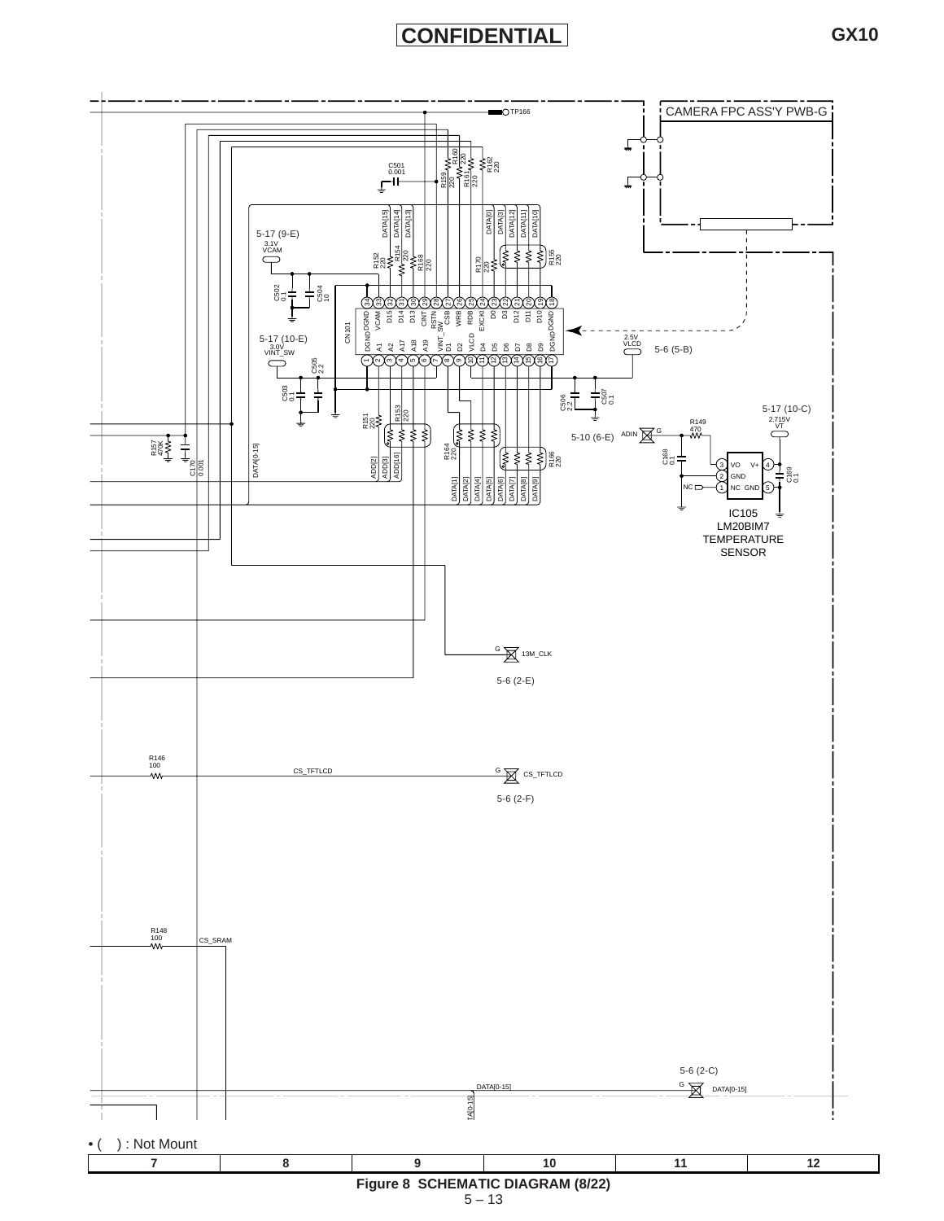CONFIDENTIAL

CAMERA FPC ASS'Y PWB-G

TP166

C501
0.001

R159
220

R160
220

R161
220

R162
220

5-17 (9-E)
3.1V
VCAM

DATA[15] DATA[14] DATA[13] DATA[0] DATA[3] DATA[12] DATA[11] DATA[10]

R152
220

R154
220

R158
220

R170
220

R155
220

C502
0.1

C504
10

CN101

34 DGND, 33 VCAM, 32 D15, 31 D14, 30 D13, 29 CINT, 28 RSTN, 27 CSB, 26 WRB, 25 RDB, 24 EXCKI, 23 D0, 22 D3, 21 D12, 20 D11, 19 D10, 18 DGND

1 DGND, 2 A1, 3 A2, 4 A17, 5 A18, 6 A19, 7 VINT_SW, 8 D1, 9 D2, 10 VLCD, 11 D4, 12 D5, 13 D6, 14 D7, 15 D8, 16 D9, 17 DGND

5-17 (10-E)
3.0V
VINT_SW

C505
2.2

C503
0.1

2.5V
VLCD

5-6 (5-B)

C506
2.2

C507
0.1

5-17 (10-C)
2.715V
VT

R149
470

5-10 (6-E)

ADIN G

C168
0.1

R151
220

R153
220

R164
220

R166
220

R157
470K

C170
0.001

DATA[0-15]

ADD[2] ADD[3] ADD[16]

DATA[1] DATA[2] DATA[4] DATA[5] DATA[6] DATA[7] DATA[8] DATA[9]

3 VO, 4 V+, 2 GND, 1 NC, 5 GND

NC

C169
0.1

IC105
LM20BIM7
TEMPERATURE
SENSOR

G 13M_CLK

5-6 (2-E)

R146
100

CS_TFTLCD

G CS_TFTLCD

5-6 (2-F)

R148
100

CS_SRAM

5-6 (2-C)

DATA[0-15]

G DATA[0-15]

DATA[0-15]

• ( ) : Not Mount

| 7 | 8 | 9 | 10 | 11 | 12 |
|---|---|---|---|---|---|

Figure 8 SCHEMATIC DIAGRAM (8/22)

5 – 13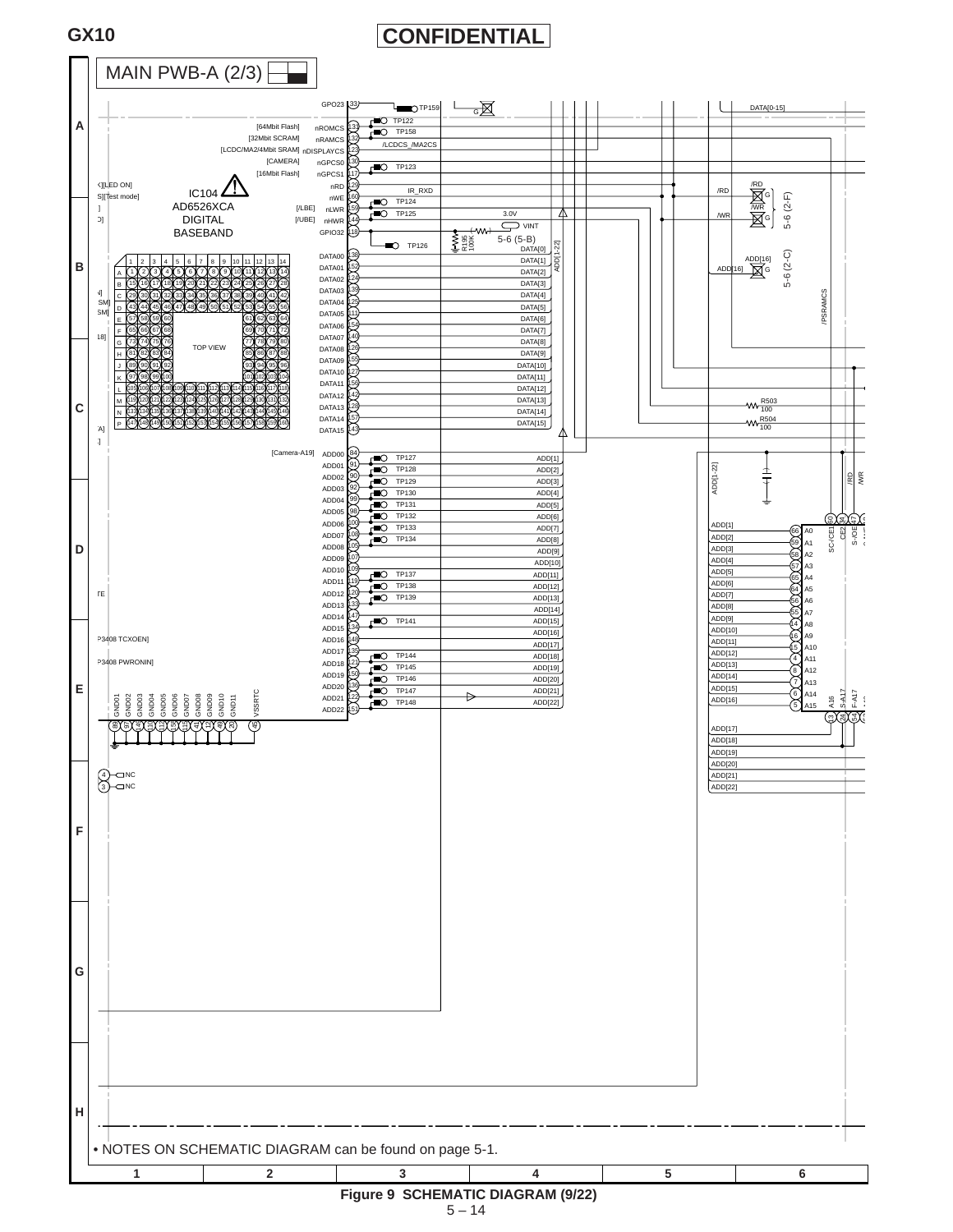CONFIDENTIAL

MAIN PWB-A (2/3)

IC104
AD6526XCA
DIGITAL
BASEBAND

TOP VIEW

GPO23
[64Mbit Flash] nROMCS
[32Mbit SCRAM] nRAMCS
[LCDC/MA2/4Mbit SRAM] nDISPLAYCS
[CAMERA] nGPCS0
[16Mbit Flash] nGPCS1
nRD
nWE
[/LBE] nLWR
[/UBE] nHWR
GPIO32

DATA00
DATA01
DATA02
DATA03
DATA04
DATA05
DATA06
DATA07
DATA08
DATA09
DATA10
DATA11
DATA12
DATA13
DATA14
DATA15

[Camera-A19] ADD00
ADD01
ADD02
ADD03
ADD04
ADD05
ADD06
ADD07
ADD08
ADD09
ADD10
ADD11
ADD12
ADD13
ADD14
ADD15
ADD16
ADD17
ADD18
ADD19
ADD20
ADD21
ADD22

GND01 GND02 GND03 GND04 GND05 GND06 GND07 GND08 GND09 GND10 GND11 VSSRTC

TP159
TP122
TP158
/LCDCS_/MA2CS
TP123
IR_RXD
TP124
TP125
3.0V
VINT
5-6 (5-B)
TP126
R195 100K

TP127 TP128 TP129 TP130 TP131 TP132 TP133 TP134 TP137 TP138 TP139 TP141 TP144 TP145 TP146 TP147 TP148

DATA[0-15]
/RD
/WR
5-6 (2-F)
ADD[16]
5-6 (2-C)
/PSRAMCS
R503 100
R504 100
ADD[1-22]
/RD
/WR

A0 A1 A2 A3 A4 A5 A6 A7 A8 A9 A10 A11 A12 A13 A14 A15 A16 S-A17 F-A17
SC-/CE1 CE2 S-/OE

NC
NC

P3408 TCXOEN]
P3408 PWRONIN]

• NOTES ON SCHEMATIC DIAGRAM can be found on page 5-1.

Figure 9 SCHEMATIC DIAGRAM (9/22)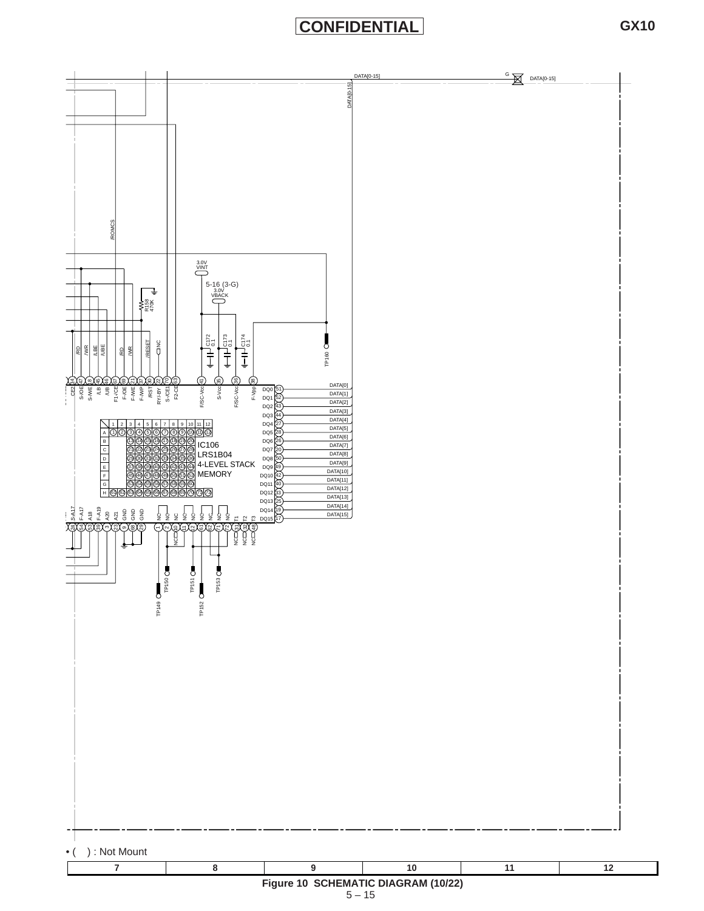CONFIDENTIAL

GX10

DATA[0-15]

G

DATA[0-15]

DATA[0-15]

/ROMCS

3.0V
VINT

5-16 (3-G)
3.0V
VBACK

R158
470K

C172
0.1

C173
0.1

C174
0.1

TP160

/RD
/WR
/LBE
/UBE
/RD
/WR
/RESET
NC

CE2 S-/OE S-/WE /LB /UB F1-/CE F-/OE F-/WE F-/WP /RST RY-/BY S-/CE1 F2-CE F/SC-Vcc S-Vcc F/SC-Vcc F-Vpp

IC106
LRS1B04
4-LEVEL STACK
MEMORY

| DQ | Pin | Signal |
|---|---|---|
| DQ0 | 51 | DATA[0] |
| DQ1 | 52 | DATA[1] |
| DQ2 | 43 | DATA[2] |
| DQ3 | 44 | DATA[3] |
| DQ4 | 27 | DATA[4] |
| DQ5 | 28 | DATA[5] |
| DQ6 | 26 | DATA[6] |
| DQ7 | 20 | DATA[7] |
| DQ8 | 50 | DATA[8] |
| DQ9 | 49 | DATA[9] |
| DQ10 | 42 | DATA[10] |
| DQ11 | 40 | DATA[11] |
| DQ12 | 33 | DATA[12] |
| DQ13 | 25 | DATA[13] |
| DQ14 | 19 | DATA[14] |
| DQ15 | 17 | DATA[15] |

S-A17 F-A17 A18 F-A19 A20 A21 GND GND GND NC NC NC NC NC NC NC T1 T2 T3

TP150 TP151 TP153 TP149 TP152

• ( ) : Not Mount

| 7 | 8 | 9 | 10 | 11 | 12 |
|---|---|---|---|---|---|

**Figure 10 SCHEMATIC DIAGRAM (10/22)**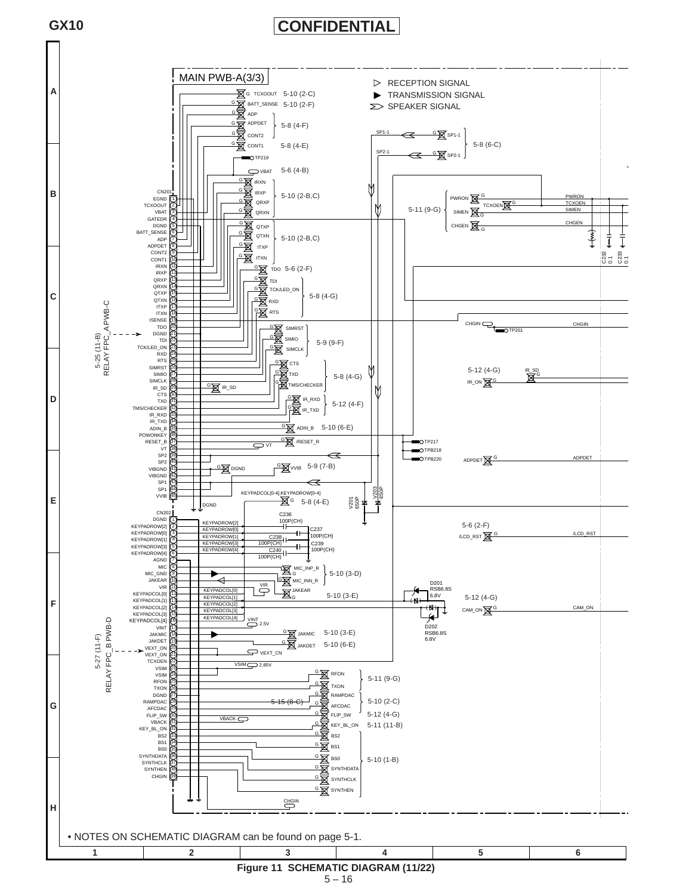CONFIDENTIAL

MAIN PWB-A(3/3)

▷ RECEPTION SIGNAL
▶ TRANSMISSION SIGNAL
SPEAKER SIGNAL

TCXOOUT 5-10 (2-C)
BATT_SENSE 5-10 (2-F)
ADP
ADPDET 5-8 (4-F)
CONT2
CONT1 5-8 (4-E)
TP219
VBAT 5-6 (4-B)
IRXN
IRXP 5-10 (2-B,C)
QRXP
QRXN
QTXP
QTXN 5-10 (2-B,C)
ITXP
ITXN
TDO 5-6 (2-F)
TDI
TCK/LED_ON 5-8 (4-G)
RXD
RTS
SIMRST
SIMIO 5-9 (9-F)
SIMCLK
CTS
TXD 5-8 (4-G)
TMS/CHECKER
IR_SD
IR_RXD 5-12 (4-F)
IR_TXD
ADIN_B 5-10 (6-E)
/RESET_R
VT
TP217
TPB218
TPB220
DGND
VVIB 5-9 (7-B)
KEYPADCOL[0-4],KEYPADROW[0-4]
5-8 (4-E)
V201 650P
V203 650P
DGND

SP1-1 SP1-1 5-8 (6-C)
SP2-1 SP2-1

PWRON PWRON
TCXOEN TCXOEN
5-11 (9-G) SIMEN SIMEN
CHGEN CHGEN
C232 0.1
C233 0.1
CHGIN TP201 CHGIN
5-12 (4-G) IR_SD
IR_ON
ADPDET ADPDET
5-6 (2-F)
/LCD_RST /LCD_RST

CN201
5-25 (11-B)
RELAY FPC_APWB-C

1 EGND, 2 TCXOOUT, 3 VBAT, 4 GATEDR, 5 DGND, 6 BATT_SENSE, 7 ADP, 8 ADPDET, 9 CONT2, 10 CONT1, 11 IRXN, 12 IRXP, 13 QRXP, 14 QRXN, 15 QTXP, 16 QTXN, 17 ITXP, 18 ITXN, 19 ISENSE, 20 TDO, 21 DGND, 22 TDI, 23 TCK/LED_ON, 24 RXD, 25 RTS, 26 SIMRST, 27 SIMIO, 28 SIMCLK, 29 IR_SD, 30 CTS, 31 TXD, 32 TMS/CHECKER, 33 IR_RXD, 34 IR_TXD, 35 ADIN_B, 36 POWONKEY, 37 RESET_B, 38 VT, 39 SP2, 40 SP2, 41 VIBGND, 42 VIBGND, 43 SP1, 44 SP1, 45 VVIB

CN202
5-27 (11-F)
RELAY FPC_B PWB-D

1 DGND, 2 KEYPADROW[2], 3 KEYPADROW[0], 4 KEYPADROW[1], 5 KEYPADROW[3], 6 KEYPADROW[4], 7 AGND, 8 MIC, 9 MIC_GND, 10 JAKEAR, 11 VIR, 12 KEYPADCOL[0], 13 KEYPADCOL[1], 14 KEYPADCOL[2], 15 KEYPADCOL[3], 16 KEYPADCOL[4], 17 VINT, 18 JAKMIC, 19 JAKDET, 20 VEXT_ON, 21 VEXT_ON, 22 TCXOEN, 23 VSIM, 24 VSIM, 25 RFON, 26 TXON, 27 DGND, 28 RAMPDAC, 29 AFCDAC, 30 FLIP_SW, 31 VBACK, 32 KEY_BL_ON, 33 BS2, 34 BS1, 35 BS0, 36 SYNTHDATA, 37 SYNTHCLK, 38 SYNTHEN, 39 CHGIN

C236 100P(CH)
C237 100P(CH)
C238 100P(CH)
C239 100P(CH)
C240 100P(CH)
MIC_INP_R
MIC_INN_R 5-10 (3-D)
VIR
JAKEAR 5-10 (3-E)
D201 RSB6.8S 6.8V
D202 RSB6.8S 6.8V
5-12 (4-G)
CAM_ON CAM_ON
VINT 2.5V
JAKMIC 5-10 (3-E)
JAKDET 5-10 (6-E)
VEXT_CN
VSIM 2.85V
RFON
TXON 5-11 (9-G)
RAMPDAC
5-15 (8-C) AFCDAC 5-10 (2-C)
FLIP_SW 5-12 (4-G)
VBACK
KEY_BL_ON 5-11 (11-B)
BS2
BS1
BS0 5-10 (1-B)
SYNTHDATA
SYNTHCLK
SYNTHEN
CHGIN

• NOTES ON SCHEMATIC DIAGRAM can be found on page 5-1.

Figure 11 SCHEMATIC DIAGRAM (11/22)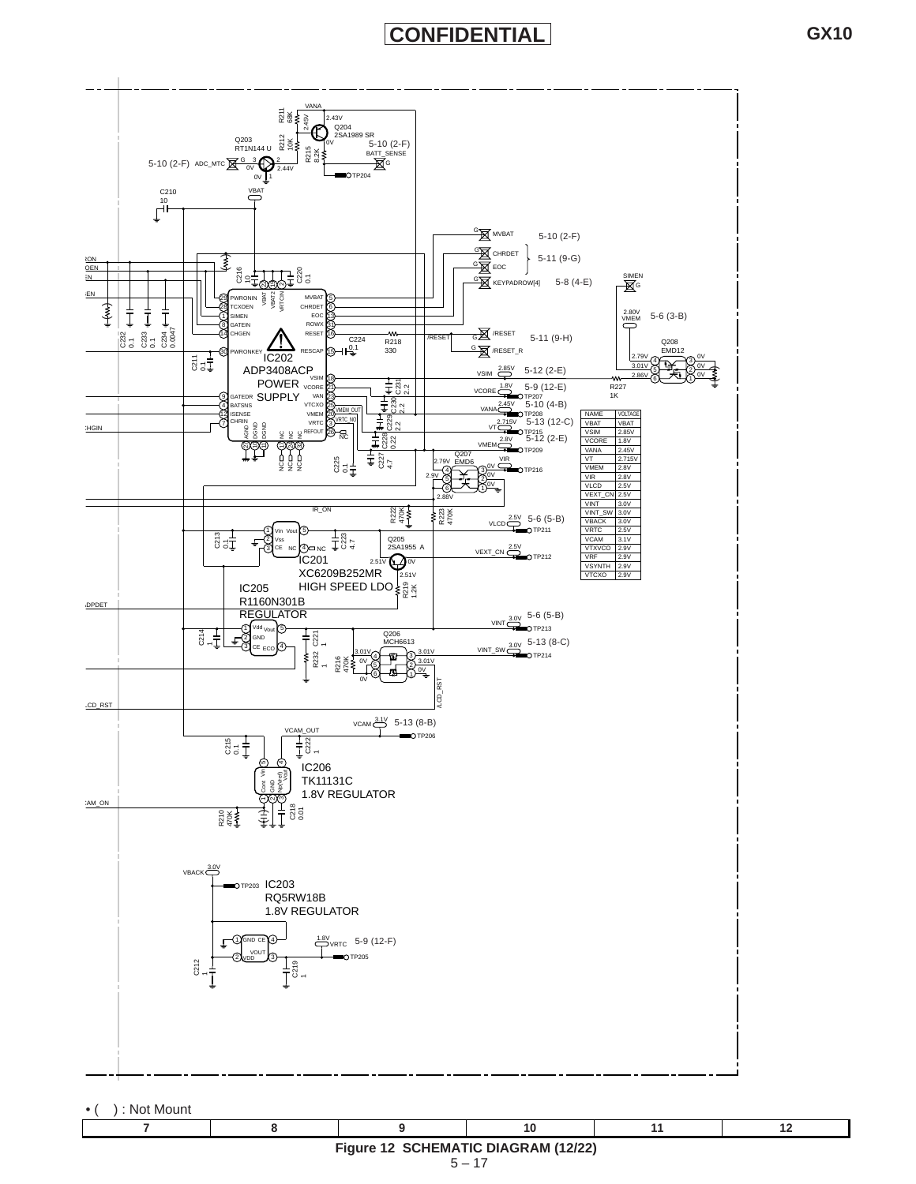CONFIDENTIAL

| NAME | VOLTAGE |
|---|---|
| VBAT | VBAT |
| VSIM | 2.85V |
| VCORE | 1.8V |
| VANA | 2.45V |
| VT | 2.715V |
| VMEM | 2.8V |
| VIR | 2.8V |
| VLCD | 2.5V |
| VEXT_CN | 2.5V |
| VINT | 3.0V |
| VINT_SW | 3.0V |
| VBACK | 3.0V |
| VRTC | 2.5V |
| VCAM | 3.1V |
| VTXVCO | 2.9V |
| VRF | 2.9V |
| VSYNTH | 2.9V |
| VTCXO | 2.9V |

• ( ) : Not Mount

| 7 | 8 | 9 | 10 | 11 | 12 |
|---|---|---|---|---|---|

**Figure 12 SCHEMATIC DIAGRAM (12/22)**

5 – 17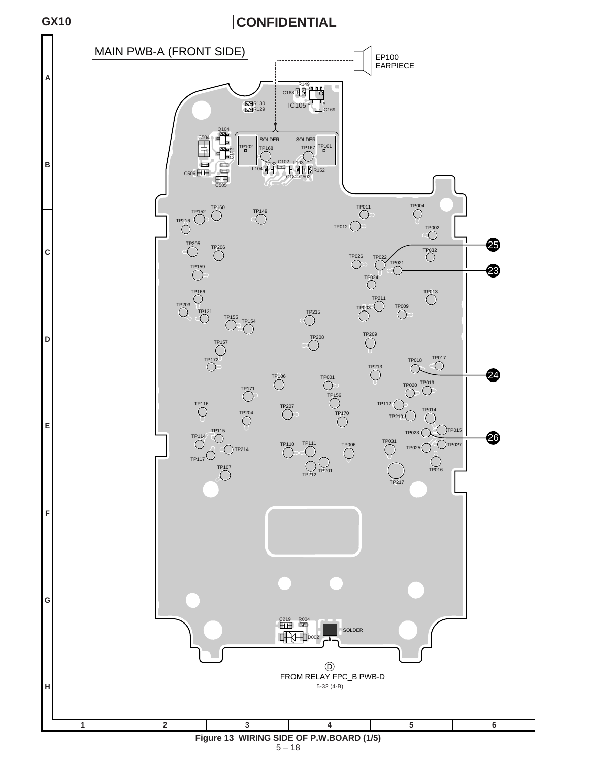# MAIN PWB-A (FRONT SIDE)

EP100
EARPIECE

R149
C168
IC105
C169
R130
R129
Q104
C504
Q103
SOLDER
SOLDER
TP102
TP168
TP167
TP101
C183
C102
L103
L104
C182
C502
R152
C506
C505

TP160
TP152
TP149
TP011
TP004
TP216
TP012
TP002
TP205
TP206
TP032
TP026
TP022
TP021
TP159
TP024
TP166
TP013
TP211
TP203
TP003
TP009
TP121
TP155
TP215
TP154
TP208
TP209
TP157
TP017
TP018
TP172
TP213
TP106
TP001
TP019
TP020
TP171
TP156
TP116
TP207
TP112
TP014
TP204
TP170
TP219
TP115
TP015
TP023
TP114
TP111
TP031
TP027
TP110
TP006
TP025
TP214
TP117
TP016
TP107
TP201
TP212
TP217

25
23
24
26

C219
R004
D002
SOLDER

D
FROM RELAY FPC_B PWB-D
5-32 (4-B)

A
B
C
D
E
F
G
H

1
2
3
4
5
6

Figure 13 WIRING SIDE OF P.W.BOARD (1/5)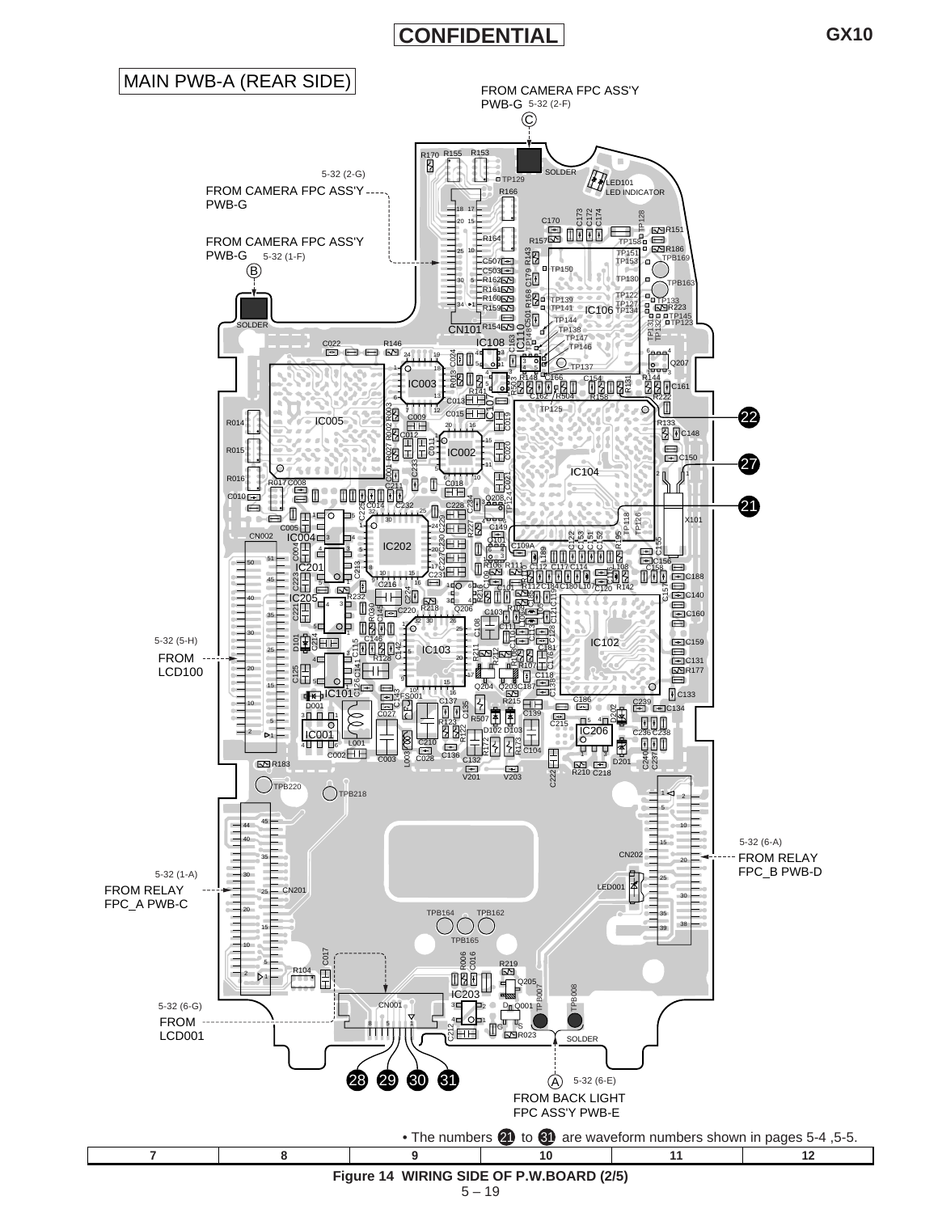# MAIN PWB-A (REAR SIDE)

FROM CAMERA FPC ASS'Y PWB-G 5-32 (2-F)

5-32 (2-G) FROM CAMERA FPC ASS'Y PWB-G

FROM CAMERA FPC ASS'Y PWB-G 5-32 (1-F)

LED101 LED INDICATOR

5-32 (5-H) FROM LCD100

5-32 (6-A) FROM RELAY FPC_B PWB-D

5-32 (1-A) FROM RELAY FPC_A PWB-C

5-32 (6-G) FROM LCD001

5-32 (6-E) FROM BACK LIGHT FPC ASS'Y PWB-E

• The numbers 21 to 31 are waveform numbers shown in pages 5-4 ,5-5.

| 7 | 8 | 9 | 10 | 11 | 12 |
|---|---|---|---|---|---|

Figure 14 WIRING SIDE OF P.W.BOARD (2/5)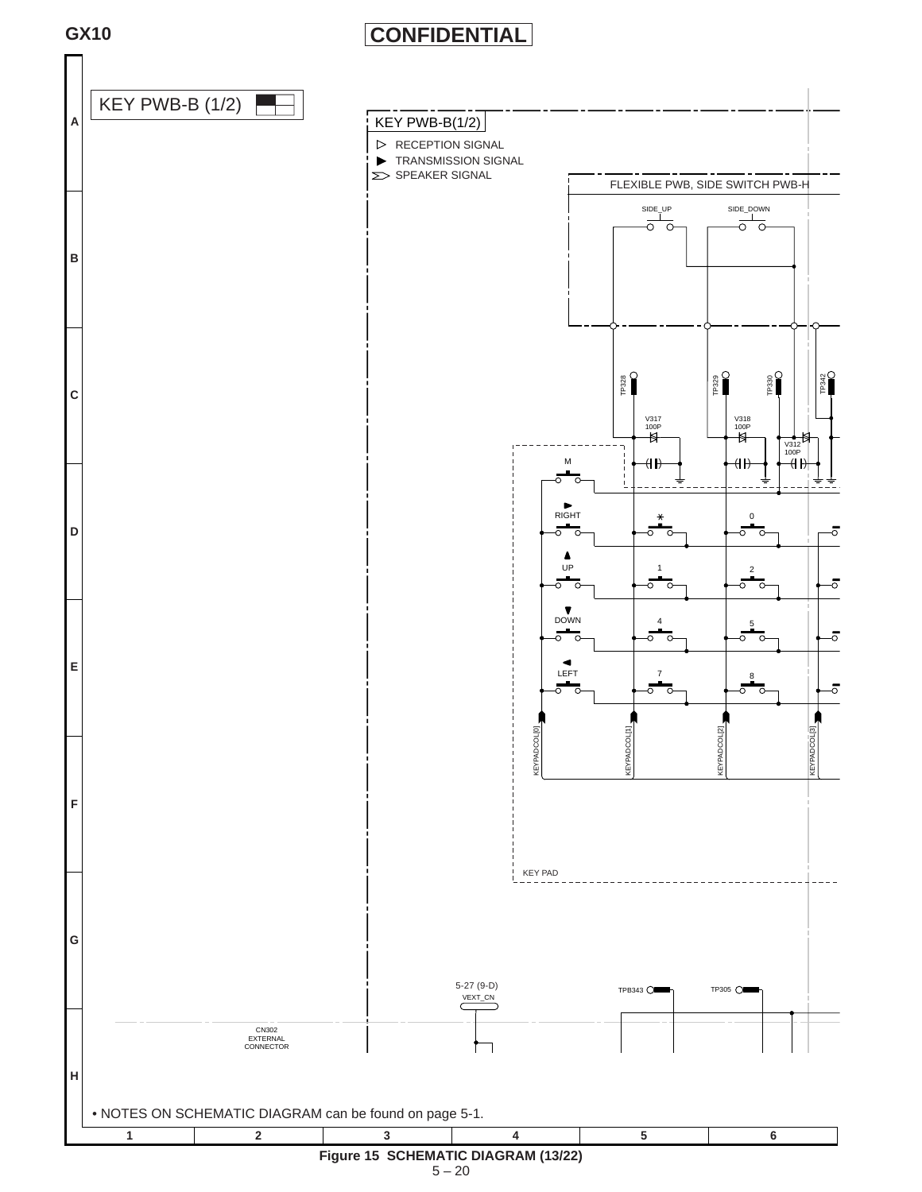CONFIDENTIAL

KEY PWB-B (1/2)

KEY PWB-B(1/2)

▷ RECEPTION SIGNAL

▶ TRANSMISSION SIGNAL

SPEAKER SIGNAL

FLEXIBLE PWB, SIDE SWITCH PWB-H

SIDE_UP

SIDE_DOWN

TP328

TP329

TP330

TP342

V317
100P

V318
100P

V312
100P

M

RIGHT

*

0

UP

1

2

DOWN

4

5

LEFT

7

8

KEYPADCOL[0]

KEYPADCOL[1]

KEYPADCOL[2]

KEYPADCOL[3]

KEY PAD

5-27 (9-D)
VEXT_CN

TPB343

TP305

CN302
EXTERNAL
CONNECTOR

• NOTES ON SCHEMATIC DIAGRAM can be found on page 5-1.

Figure 15 SCHEMATIC DIAGRAM (13/22)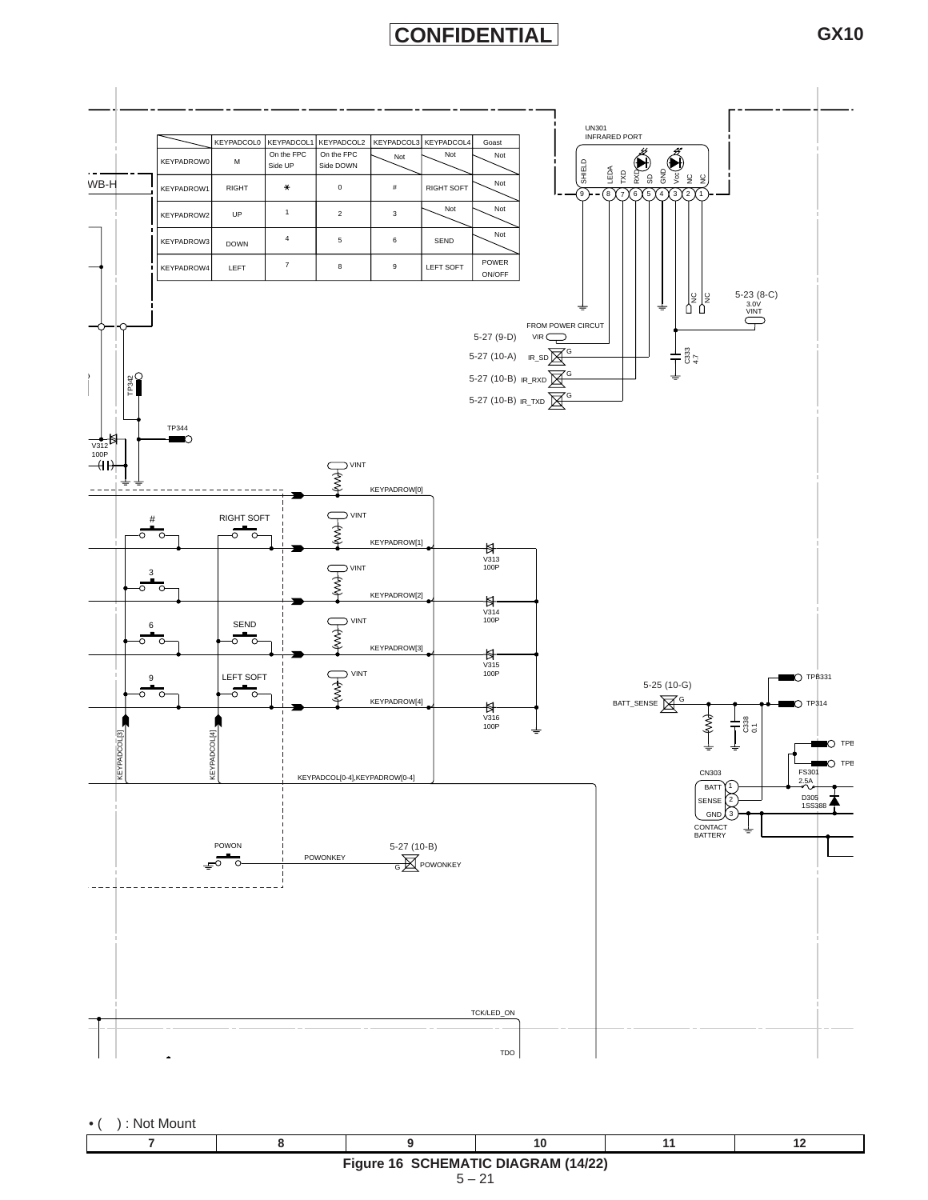| | KEYPADCOL0 | KEYPADCOL1 | KEYPADCOL2 | KEYPADCOL3 | KEYPADCOL4 | Goast |
|---|---|---|---|---|---|---|
| KEYPADROW0 | M | On the FPC Side UP | On the FPC Side DOWN | Not | Not | Not |
| KEYPADROW1 | RIGHT | * | 0 | # | RIGHT SOFT | Not |
| KEYPADROW2 | UP | 1 | 2 | 3 | Not | Not |
| KEYPADROW3 | DOWN | 4 | 5 | 6 | SEND | Not |
| KEYPADROW4 | LEFT | 7 | 8 | 9 | LEFT SOFT | POWER ON/OFF |

UN301
INFRARED PORT
SHIELD LEDA TXD RXD SD GND Vcc NC NC
9 8 7 6 5 4 3 2 1

NC NC
5-23 (8-C)
3.0V
VINT

FROM POWER CIRCUT
5-27 (9-D) VIR
5-27 (10-A) IR_SD
5-27 (10-B) IR_RXD
5-27 (10-B) IR_TXD

C333
4.7

WB-H
TP342
TP344
V312
100P

VINT
KEYPADROW[0]
VINT
# RIGHT SOFT
KEYPADROW[1]
V313
100P
VINT
3
KEYPADROW[2]
V314
100P
VINT
6 SEND
KEYPADROW[3]
V315
100P
VINT
9 LEFT SOFT
KEYPADROW[4]
V316
100P
KEYPADCOL[3]
KEYPADCOL[4]
KEYPADCOL[0-4],KEYPADROW[0-4]

5-25 (10-G)
BATT_SENSE
C338
0.1
TPB331
TP314
TPB
TPB
CN303
BATT 1
SENSE 2
GND 3
CONTACT
BATTERY
FS301
2.5A
D305
1SS388

POWON
POWONKEY
5-27 (10-B)
POWONKEY

TCK/LED_ON
TDO

• ( ) : Not Mount

| 7 | 8 | 9 | 10 | 11 | 12 |
|---|---|---|---|---|---|

**Figure 16 SCHEMATIC DIAGRAM (14/22)**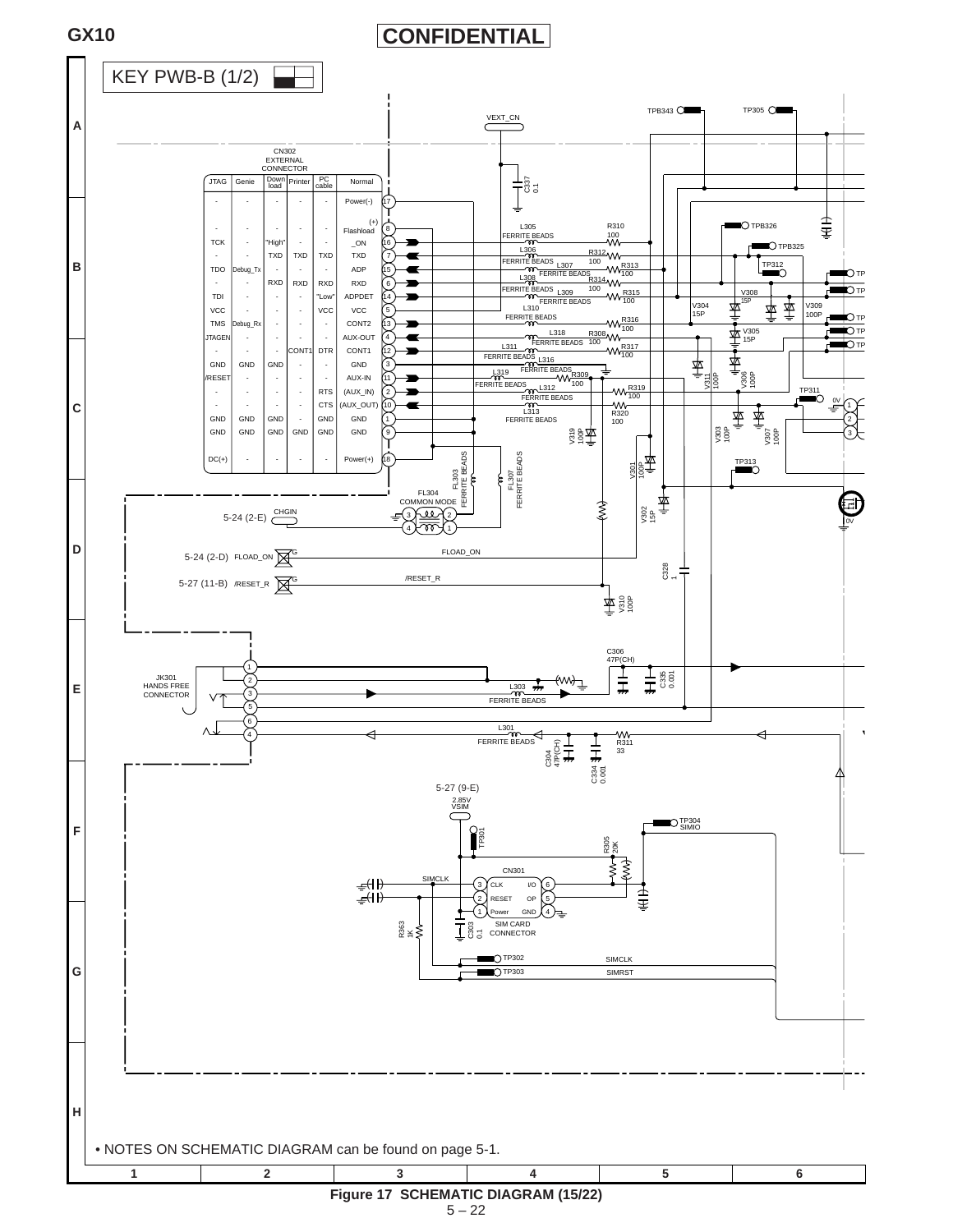CONFIDENTIAL

KEY PWB-B (1/2)

CN302 EXTERNAL CONNECTOR

| JTAG | Genie | Down load | Printer | PC cable | Normal | Pin |
|---|---|---|---|---|---|---|
| - | - | - | - | - | Power(-) | 17 |
| - | - | - | - | - | (+) Flashload | 8 |
| TCK | - | "High" | - | - | _ON | 16 |
| - | - | TXD | TXD | TXD | TXD | 7 |
| TDO | Debug_Tx | - | - | - | ADP | 15 |
| - | - | RXD | RXD | RXD | RXD | 6 |
| TDI | - | - | - | "Low" | ADPDET | 14 |
| VCC | - | - | - | VCC | VCC | 5 |
| TMS | Debug_Rx | - | - | - | CONT2 | 13 |
| JTAGEN | - | - | - | - | AUX-OUT | 4 |
| - | - | - | CONT1 | DTR | CONT1 | 12 |
| GND | GND | GND | - | - | GND | 3 |
| /RESET | - | - | - | - | AUX-IN | 11 |
| - | - | - | - | RTS | (AUX_IN) | 2 |
| - | - | - | - | CTS | (AUX_OUT) | 10 |
| GND | GND | GND | - | GND | GND | 1 |
| GND | GND | GND | GND | GND | GND | 9 |
| DC(+) | - | - | - | - | Power(+) | 18 |

VEXT_CN, C337 0.1, TPB343, TP305, TPB326, TPB325, TP312, TP311, TP313, TP

L305–L313, L316, L318, L319 FERRITE BEADS; R308–R310, R312–R317, R319, R320 100

V304 15P, V308 15P, V309 100P, V305 15P, V311 100P, V306 100P, V303 100P, V307 100P, V319 100P, V301 100P, V302 15P, V310 100P

FL303 FERRITE BEADS, FL307 FERRITE BEADS, FL304 COMMON MODE

5-24 (2-E) CHGIN

5-24 (2-D) FLOAD_ON — FLOAD_ON

5-27 (11-B) /RESET_R — /RESET_R

C328 1

JK301 HANDS FREE CONNECTOR

C306 47P(CH), C335 0.001, L303 FERRITE BEADS, L301 FERRITE BEADS, C304 47P(CH), C334 0.001, R311 33

5-27 (9-E) 2.85V VSIM, TP301, TP304 SIMIO, R305 20K

CN301 SIM CARD CONNECTOR: 1 Power, 2 RESET, 3 CLK, 4 GND, 5 OP, 6 I/O

SIMCLK, R363 1K, C303 0.1, TP302 SIMCLK, TP303 SIMRST

• NOTES ON SCHEMATIC DIAGRAM can be found on page 5-1.

Figure 17 SCHEMATIC DIAGRAM (15/22)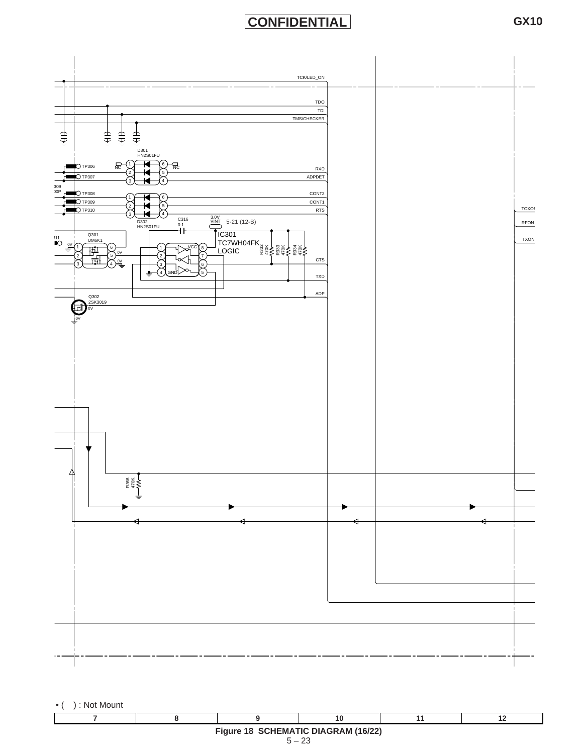CONFIDENTIAL

TCK/LED_ON

TDO

TDI

TMS/CHECKER

D301
HN2S01FU

TP306

NC

NC

RXD

TP307

ADPDET

309
00P

TP308

CONT2

TP309

CONT1

TP310

RTS

TCXOE

D302
HN2S01FU

C316
0.1

3.0V
VINT

5-21 (12-B)

RFON

IC301
TC7WH04FK
LOGIC

R332 470K

R333 470K

R334 470K

TXON

Q301
UM6K1

0V

0V

0V

VCC

GND

CTS

TXD

ADP

Q302
2SK3019

0V

0V

R366
470K

• ( ) : Not Mount

| 7 | 8 | 9 | 10 | 11 | 12 |
|---|---|---|---|---|---|

Figure 18 SCHEMATIC DIAGRAM (16/22)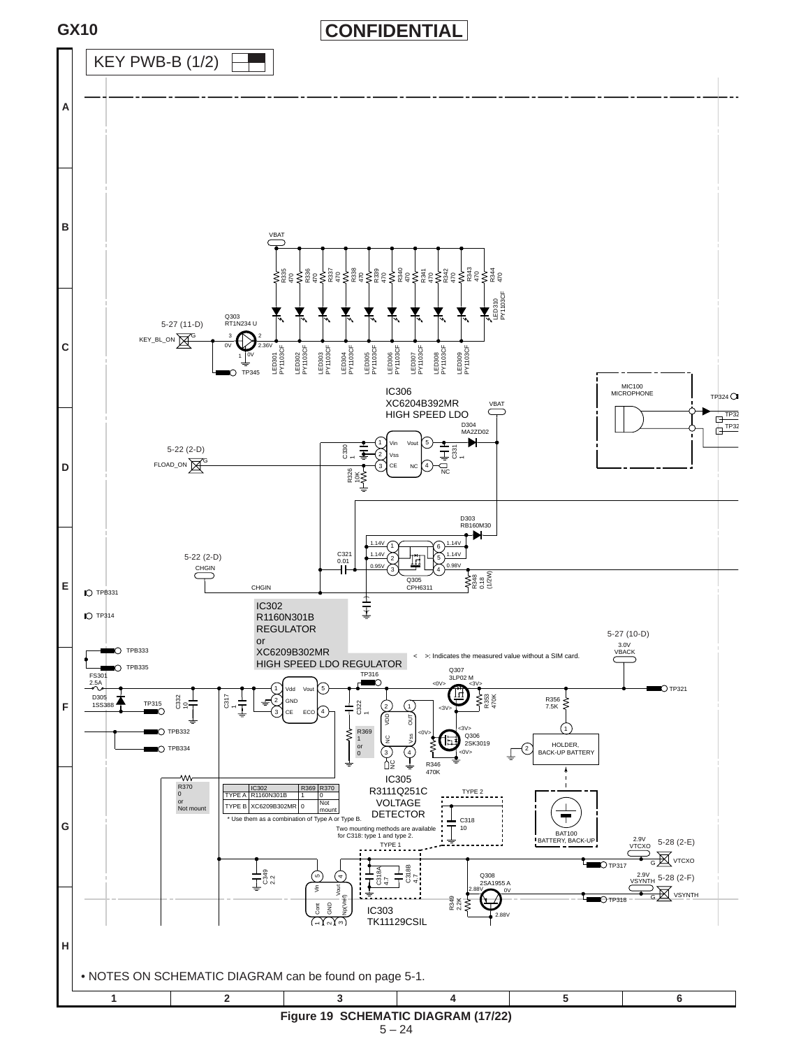CONFIDENTIAL

KEY PWB-B (1/2)

VBAT

R335 470, R336 470, R337 470, R338 470, R339 470, R340 470, R341 470, R342 470, R343 470, R344 470

LED301 PY1103CF, LED302 PY1103CF, LED303 PY1103CF, LED304 PY1103CF, LED305 PY1103CF, LED306 PY1103CF, LED307 PY1103CF, LED308 PY1103CF, LED309 PY1103CF, LED310 PY1103CF

5-27 (11-D)

KEY_BL_ON

Q303
RT1N234 U

0V
2.36V
0V

TP345

IC306
XC6204B392MR
HIGH SPEED LDO

VBAT

D304
MA2ZD02

5-22 (2-D)

FLOAD_ON

C330 1
C331 1
R326 10K

Vin Vout Vss CE NC

MIC100
MICROPHONE

TP324

D303
RB160M30

5-22 (2-D)
CHGIN

C321
0.01

1.14V 1.14V 0.95V 1.14V 1.14V 0.98V

Q305
CPH6311

R348
0.18
(1/2W)

CHGIN

TPB331

TP314

IC302
R1160N301B
REGULATOR
or
XC6209B302MR
HIGH SPEED LDO REGULATOR

TPB333
TPB335

< >: Indicates the measured value without a SIM card.

5-27 (10-D)
3.0V
VBACK

FS301
2.5A

TP316

Q307
3LP02 M

<0V> <3V>

TP321

D305
1SS388

TP315

C332 10
C317 1

Vdd Vout GND CE ECO

C322 1

<3V>

R353 470K

R356 7.5K

TPB332
TPB334

R369
1
or
0

VDD OUT NC Vss NC

<3V>
<0V>

Q306
2SK3019

<0V>

R346
470K

HOLDER,
BACK-UP BATTERY

R370
0
or
Not mount

| | IC302 | R369 | R370 |
|---|---|---|---|
| TYPE A | R1160N301B | 1 | 0 |
| TYPE B | XC6209B302MR | 0 | Not mount |

* Use them as a combination of Type A or Type B.

IC305
R3111Q251C
VOLTAGE
DETECTOR

TYPE 2

C318
10

Two mounting methods are available for C318: type 1 and type 2.

TYPE 1

BAT100
BATTERY, BACK-UP

2.9V
VTCXO
5-28 (2-E)

TP317

VTCXO

C349
2.2

Vin Vout Cont GND Np(Vref)

C318A 4.7
C318B 4.7

Q308
2SA1955 A

2.88V
0V

2.9V
VSYNTH
5-28 (2-F)

VSYNTH

R349 2.2K

TP318

IC303
TK11129CSIL

2.88V

• NOTES ON SCHEMATIC DIAGRAM can be found on page 5-1.

Figure 19 SCHEMATIC DIAGRAM (17/22)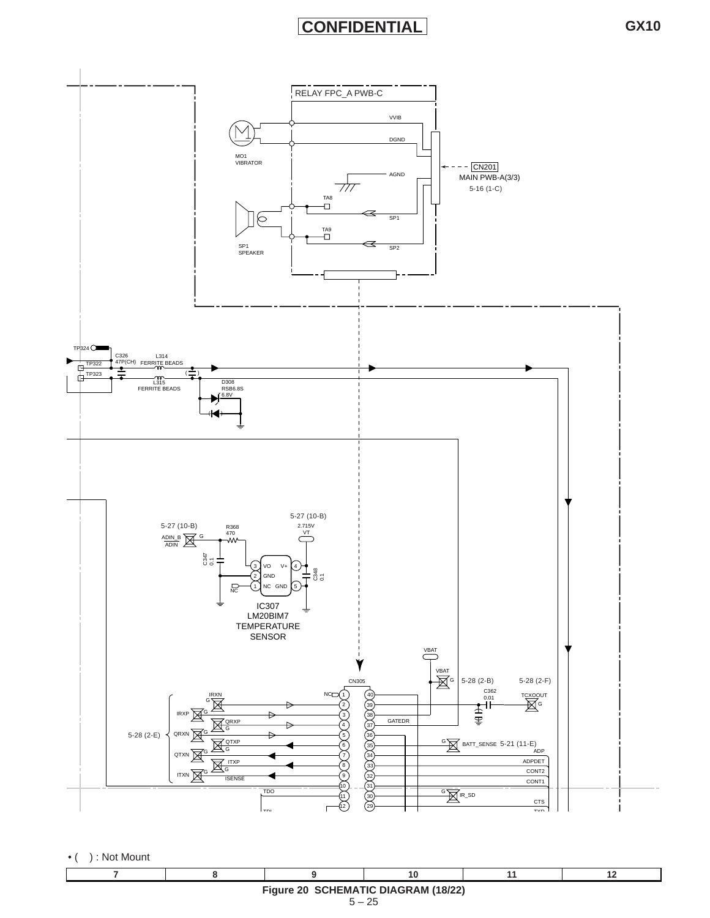RELAY FPC_A PWB-C

VVIB

DGND

MO1
VIBRATOR

CN201
MAIN PWB-A(3/3)
5-16 (1-C)

AGND

TA8

SP1

TA9

SP1
SPEAKER

SP2

TP324

C326
47P(CH)

L314
FERRITE BEADS

TP322

TP323

L315
FERRITE BEADS

D308
RSB6.8S
6.8V

5-27 (10-B)
2.715V
VT

5-27 (10-B)

R368
470

ADIN_B
ADIN

C347
0.1

C348
0.1

VO V+
GND
NC GND

NC

IC307
LM20BIM7
TEMPERATURE
SENSOR

VBAT

VBAT

5-28 (2-B)

5-28 (2-F)

C362
0.01

TCXOOUT

CN305

IRXN

IRXP

QRXP

GATEDR

5-28 (2-E)

QRXN

QTXP

BATT_SENSE 5-21 (11-E)

ADP

QTXN

ITXP

ADPDET

ITXN

ISENSE

CONT2

CONT1

TDO

IR_SD

CTS

TDI

TXD

• ( ) : Not Mount

| 7 | 8 | 9 | 10 | 11 | 12 |
|---|---|---|---|---|---|

**Figure 20 SCHEMATIC DIAGRAM (18/22)**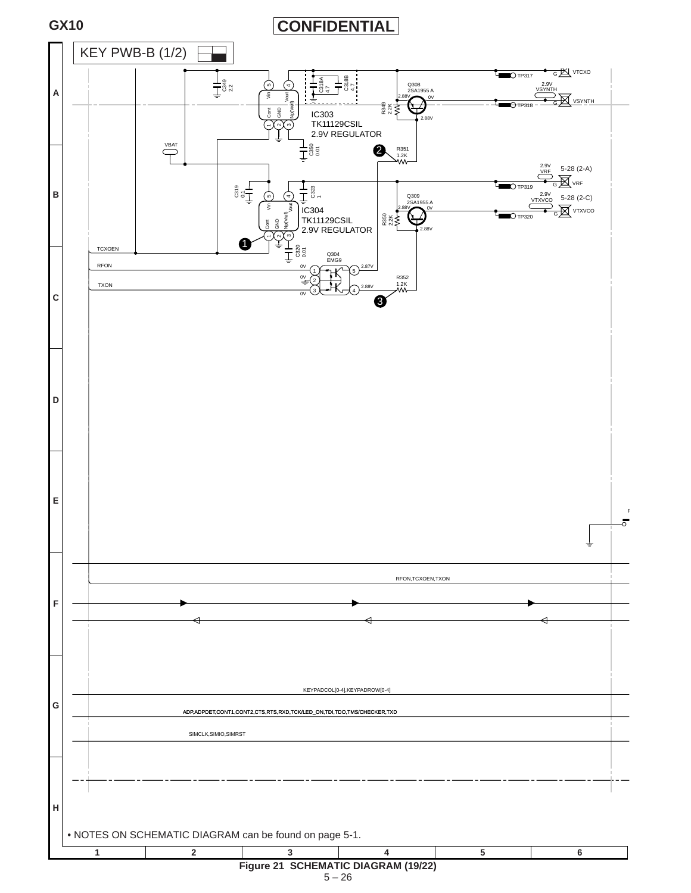CONFIDENTIAL

KEY PWB-B (1/2)

C349
2.2

IC303
TK11129CSIL
2.9V REGULATOR

Vin
Vout
Cont
GND
Np(Vref)

C318A
4.7

C318B
4.7

Q308
2SA1955 A

2.88V
0V
2.88V

R349
2.2K

TP317
VTCXO

2.9V
VSYNTH

TP318
VSYNTH

VBAT

C350
0.01

R351
1.2K

2.9V
VRF
5-28 (2-A)

TP319
VRF

C319
0.1

C323
1

IC304
TK11129CSIL
2.9V REGULATOR

Q309
2SA1955 A

2.88V
0V
2.88V

R350
2.2K

2.9V
VTXVCO
5-28 (2-C)

TP320
VTXVCO

TCXOEN
RFON
TXON

C320
0.01

Q304
EMG9

0V
0V
0V
2.87V
2.88V

R352
1.2K

RFON,TCXOEN,TXON

KEYPADCOL[0-4],KEYPADROW[0-4]

ADP,ADPDET,CONT1,CONT2,CTS,RTS,RXD,TCK/LED_ON,TDI,TDO,TMS/CHECKER,TXD

SIMCLK,SIMIO,SIMRST

• NOTES ON SCHEMATIC DIAGRAM can be found on page 5-1.

Figure 21 SCHEMATIC DIAGRAM (19/22)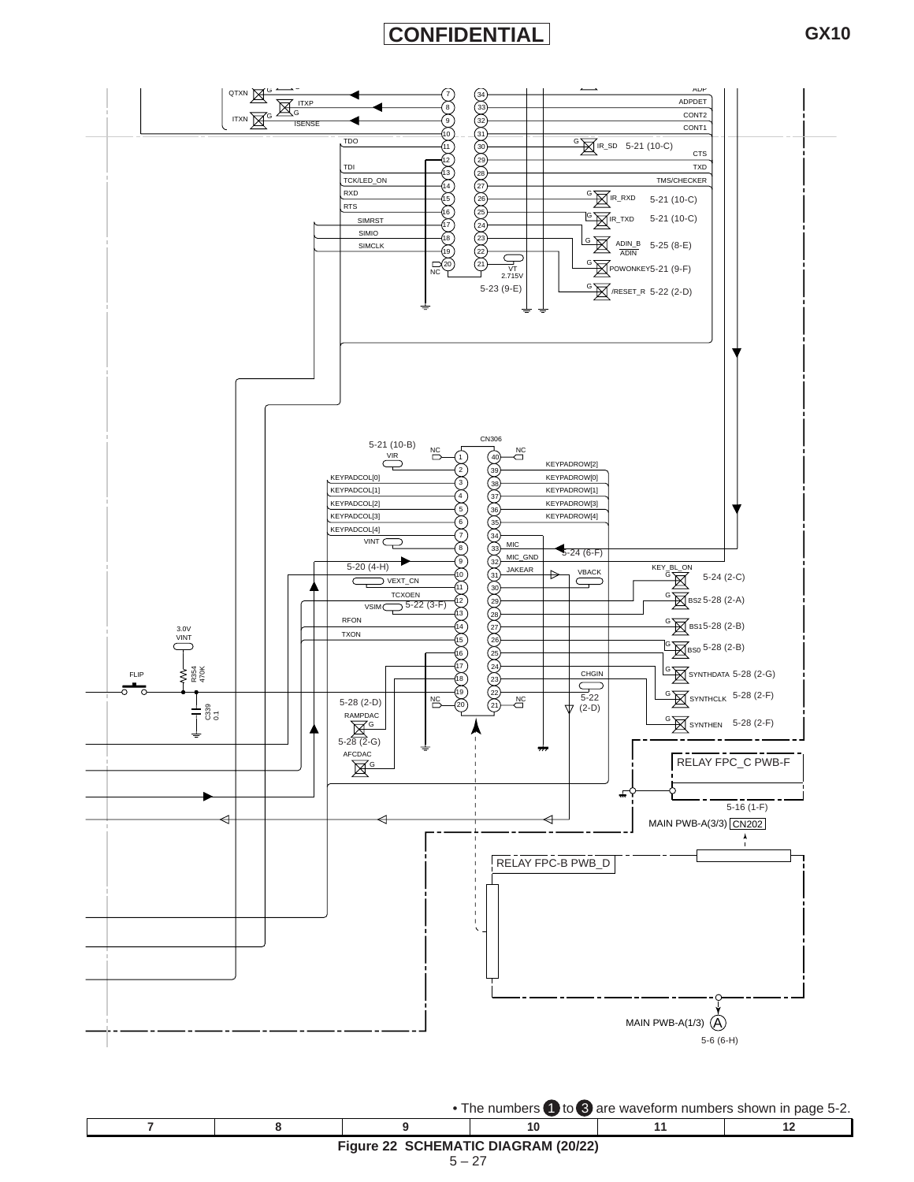CONFIDENTIAL

QTXN
ITXP
ITXN
ISENSE
ADP
ADPDET
CONT2
CONT1
TDO
IR_SD 5-21 (10-C)
CTS
TDI
TXD
TCK/LED_ON
TMS/CHECKER
RXD
IR_RXD 5-21 (10-C)
RTS
IR_TXD 5-21 (10-C)
SIMRST
SIMIO
ADIN_B
ADIN
5-25 (8-E)
SIMCLK
POWONKEY 5-21 (9-F)
NC
VT
2.715V
5-23 (9-E)
/RESET_R 5-22 (2-D)

CN306
5-21 (10-B)
VIR
NC
KEYPADROW[2]
KEYPADCOL[0]
KEYPADROW[0]
KEYPADCOL[1]
KEYPADROW[1]
KEYPADCOL[2]
KEYPADROW[3]
KEYPADCOL[3]
KEYPADROW[4]
KEYPADCOL[4]
VINT
MIC
5-24 (6-F)
MIC_GND
5-20 (4-H)
JAKEAR
VBACK
KEY_BL_ON
5-24 (2-C)
VEXT_CN
TCXOEN
BS2 5-28 (2-A)
VSIM 5-22 (3-F)
RFON
BS1 5-28 (2-B)
3.0V
VINT
TXON
BS0 5-28 (2-B)
R354
470K
FLIP
SYNTHDATA 5-28 (2-G)
CHGIN
5-28 (2-D)
SYNTHCLK 5-28 (2-F)
5-22
(2-D)
C339
0.1
RAMPDAC
SYNTHEN 5-28 (2-F)
5-28 (2-G)
AFCDAC
RELAY FPC_C PWB-F
5-16 (1-F)
MAIN PWB-A(3/3) CN202
RELAY FPC-B PWB_D
MAIN PWB-A(1/3) A
5-6 (6-H)

• The numbers 1 to 3 are waveform numbers shown in page 5-2.

| 7 | 8 | 9 | 10 | 11 | 12 |
|---|---|---|---|---|---|

Figure 22 SCHEMATIC DIAGRAM (20/22)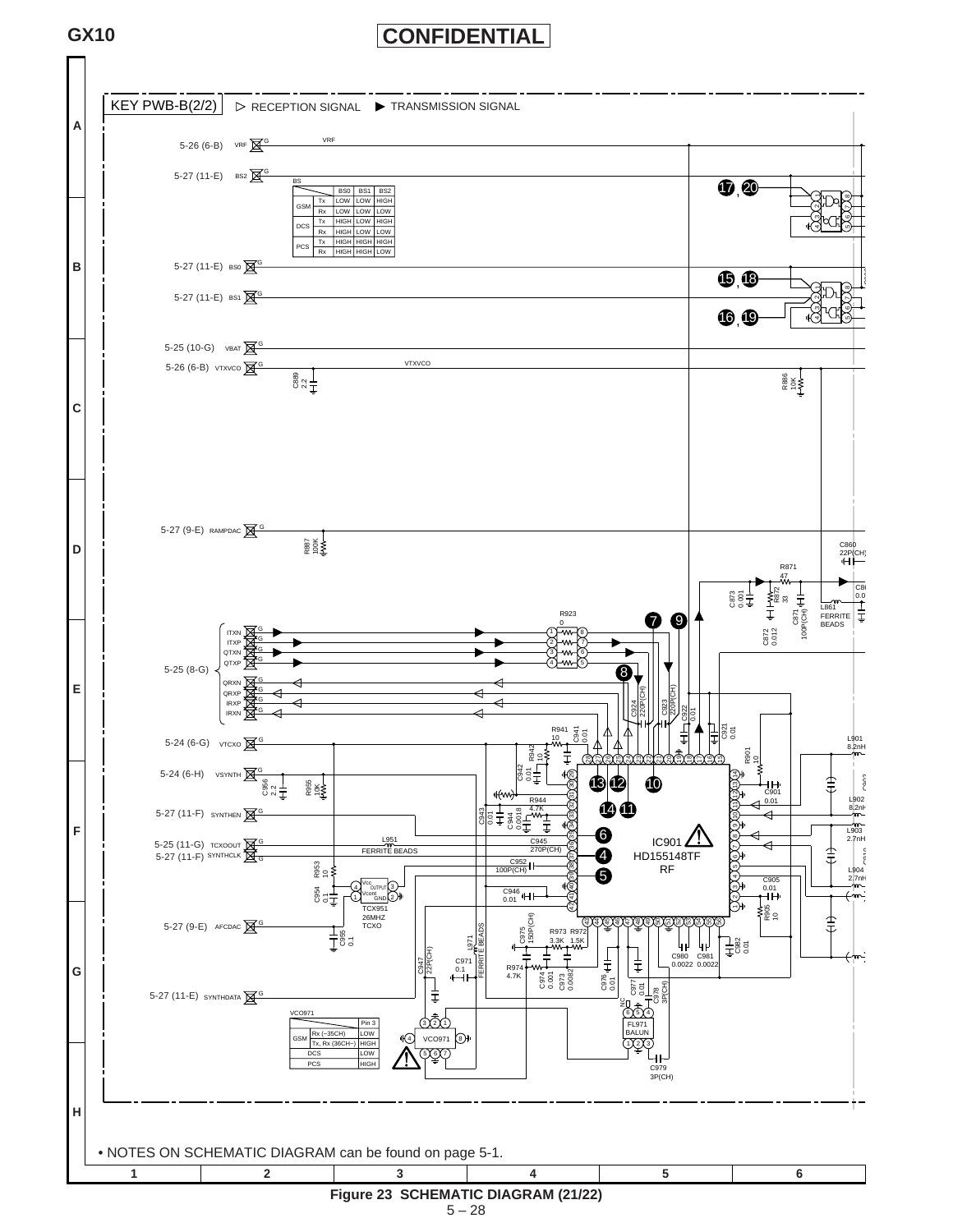KEY PWB-B(2/2) ▷ RECEPTION SIGNAL ▶ TRANSMISSION SIGNAL

| BS | | BS0 | BS1 | BS2 |
|---|---|---|---|---|
| GSM | Tx | LOW | LOW | HIGH |
| | Rx | LOW | LOW | LOW |
| DCS | Tx | HIGH | LOW | HIGH |
| | Rx | HIGH | LOW | LOW |
| PCS | Tx | HIGH | HIGH | HIGH |
| | Rx | HIGH | HIGH | LOW |

| VCO971 | | Pin 3 |
|---|---|---|
| GSM | Rx (~35CH) | LOW |
| | Tx, Rx (36CH~) | HIGH |
| DCS | | LOW |
| PCS | | HIGH |

IC901 HD155148TF RF

TCX951 26MHZ TCXO

FL971 BALUN

• NOTES ON SCHEMATIC DIAGRAM can be found on page 5-1.

Figure 23 SCHEMATIC DIAGRAM (21/22)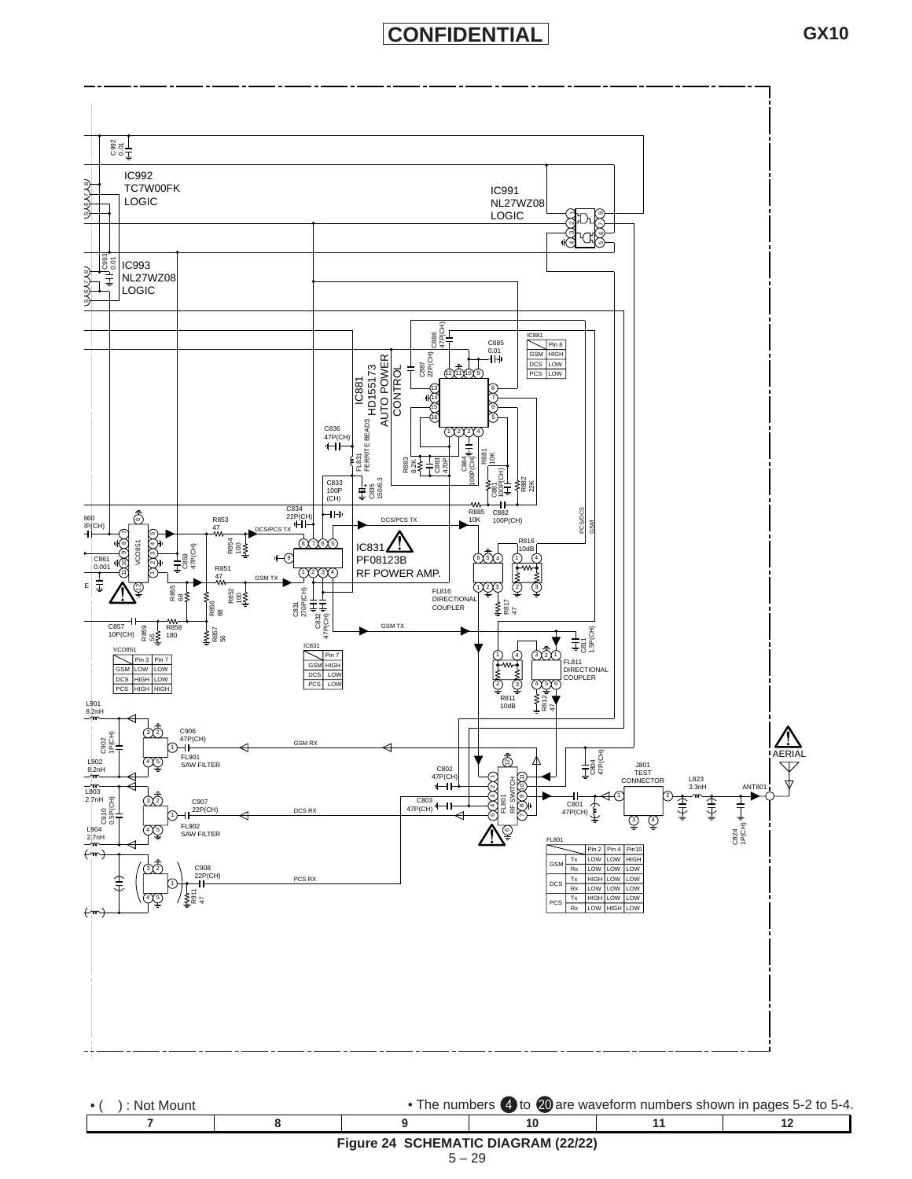IC992
TC7W00FK
LOGIC

IC991
NL27WZ08
LOGIC

IC993
NL27WZ08
LOGIC

C992 0.01

C993 0.01

IC881
HD155173
AUTO POWER
CONTROL

| IC881 | Pin 8 |
| --- | --- |
| GSM | HIGH |
| DCS | LOW |
| PCS | LOW |

C886 47P(CH)
C885 0.01
C887 22P(CH)
C836 47P(CH)
FL831 FERRITE BEADS
C835 150/6.3
C833 100P (CH)
R883 8.2K
C883 470P
C884 100P(CH)
R881 10K
C881 100P(CH)
R882 22K
C834 22P(CH)
R885 10K
C882 100P(CH)

PCS/DCS
GSM

DCS/PCS TX

R853 47
R854 100
C859 47P(CH)
R851 47
R852 100
R855 68
R856 68
C831 270P(CH)
C832 47P(CH)
R857 56
R858 180
R859 56
C857 10P(CH)
C861 0.001

IC831
PF08123B
RF POWER AMP.

VCO851

| VCO851 | Pin 3 | Pin 7 |
| --- | --- | --- |
| GSM | LOW | LOW |
| DCS | HIGH | LOW |
| PCS | HIGH | HIGH |

| IC831 | Pin 7 |
| --- | --- |
| GSM | HIGH |
| DCS | LOW |
| PCS | LOW |

R816 10dB
FL816
DIRECTIONAL
COUPLER
R817 47

GSM TX

C811 1.5P(CH)

FL811
DIRECTIONAL
COUPLER
R811 10dB
R812 47

L901 8.2nH
C902 1P(CH)
L902 8.2nH
L903 2.7nH
C910 0.5P(CH)
L904 2.7nH

C906 47P(CH)
FL901
SAW FILTER
GSM RX

C907 22P(CH)
FL902
SAW FILTER
DCS RX

C908 22P(CH)
R911 47
PCS RX

C802 47P(CH)
C803 47P(CH)
FL801
RF SWITCH
C804 47P(CH)
C801 47P(CH)

J801
TEST
CONNECTOR
L823 3.3nH
ANT801
AERIAL
C824 1P(CH)

| FL801 | | Pin 2 | Pin 4 | Pin10 |
| --- | --- | --- | --- | --- |
| GSM | Tx | LOW | LOW | HIGH |
| | Rx | LOW | LOW | LOW |
| DCS | Tx | HIGH | LOW | LOW |
| | Rx | LOW | LOW | LOW |
| PCS | Tx | HIGH | LOW | LOW |
| | Rx | LOW | HIGH | LOW |

• ( ) : Not Mount

• The numbers 4 to 20 are waveform numbers shown in pages 5-2 to 5-4.

| 7 | 8 | 9 | 10 | 11 | 12 |
| --- | --- | --- | --- | --- | --- |

**Figure 24 SCHEMATIC DIAGRAM (22/22)**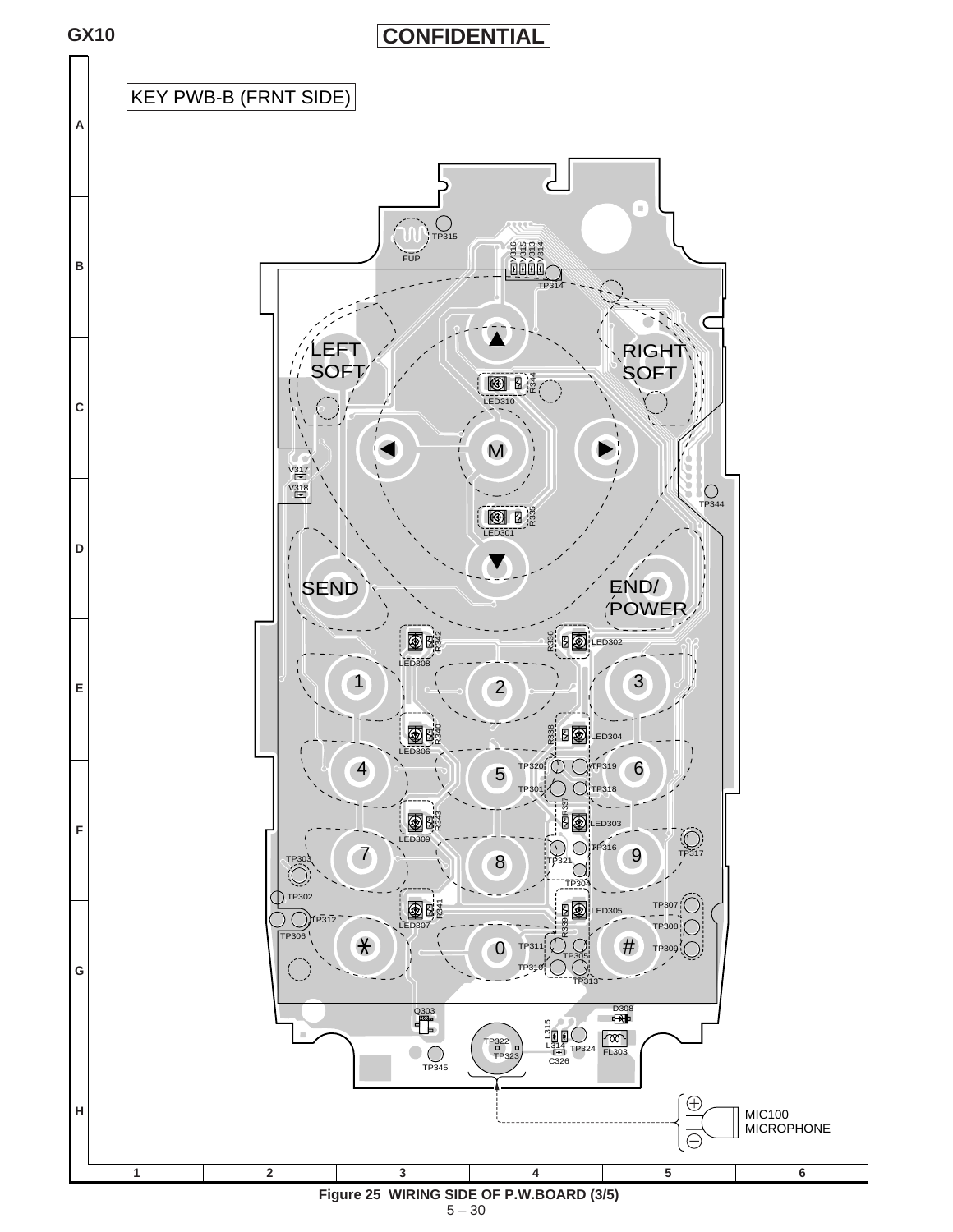KEY PWB-B (FRNT SIDE)

LEFT SOFT

RIGHT SOFT

M

SEND

END/ POWER

1 2 3 4 5 6 7 8 9 * 0 #

TP315 FUP V316 V315 V313 V314 TP314 R344 LED310 V317 V318 TP344 R335 LED301 R342 LED308 R336 LED302 R340 LED306 R338 LED304 TP320 TP319 TP301 TP318 R343 LED309 R337 LED303 TP316 TP317 TP303 TP321 TP304 TP302 R341 LED307 R339 LED305 TP307 TP312 TP308 TP306 TP311 TP305 TP309 TP310 TP313 Q303 D308 L315 TP322 L314 TP324 FL303 TP323 C326 TP345

MIC100 MICROPHONE

Figure 25 WIRING SIDE OF P.W.BOARD (3/5)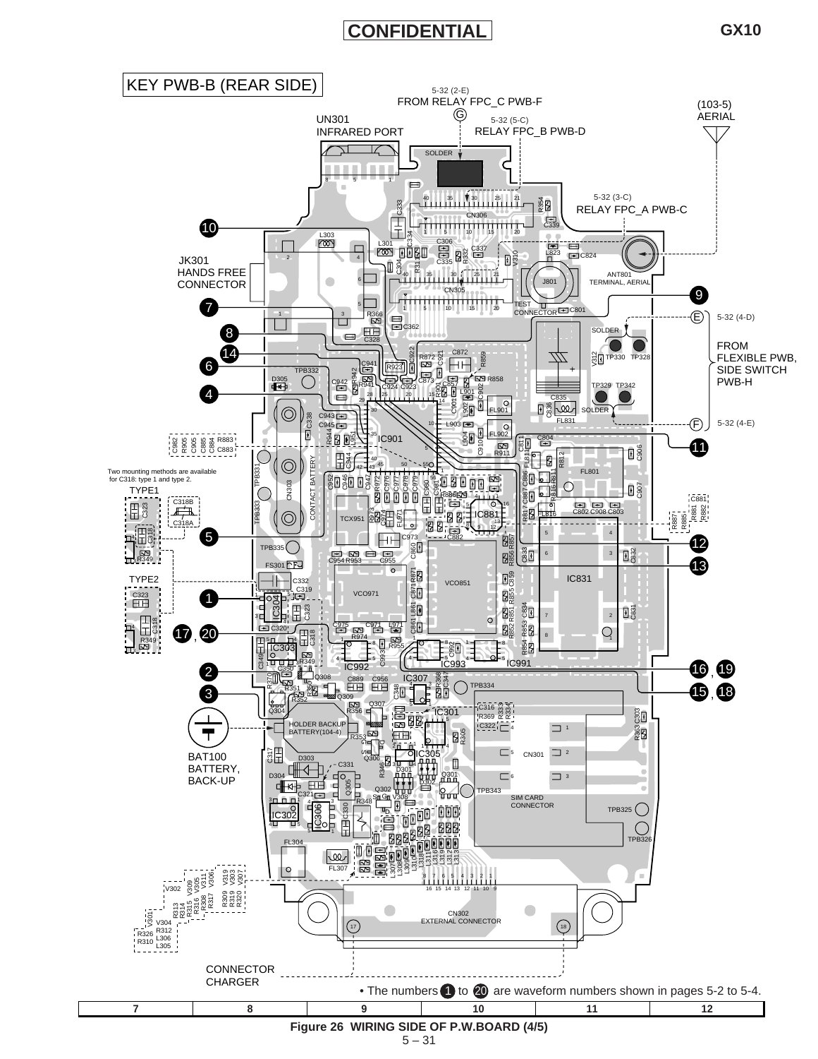# KEY PWB-B (REAR SIDE)

5-32 (2-E)
FROM RELAY FPC_C PWB-F

UN301
INFRARED PORT

5-32 (5-C)
RELAY FPC_B PWB-D

(103-5)
AERIAL

5-32 (3-C)
RELAY FPC_A PWB-C

JK301
HANDS FREE
CONNECTOR

ANT801
TERMINAL, AERIAL

TEST CONNECTOR

5-32 (4-D)

FROM
FLEXIBLE PWB,
SIDE SWITCH
PWB-H

5-32 (4-E)

Two mounting methods are available for C318: type 1 and type 2.

TYPE1

TYPE2

BAT100
BATTERY,
BACK-UP

HOLDER BACKUP BATTERY(104-4)

SIM CARD CONNECTOR

CN302
EXTERNAL CONNECTOR

CONNECTOR
CHARGER

• The numbers 1 to 20 are waveform numbers shown in pages 5-2 to 5-4.

| 7 | 8 | 9 | 10 | 11 | 12 |
|---|---|---|---|---|---|

Figure 26 WIRING SIDE OF P.W.BOARD (4/5)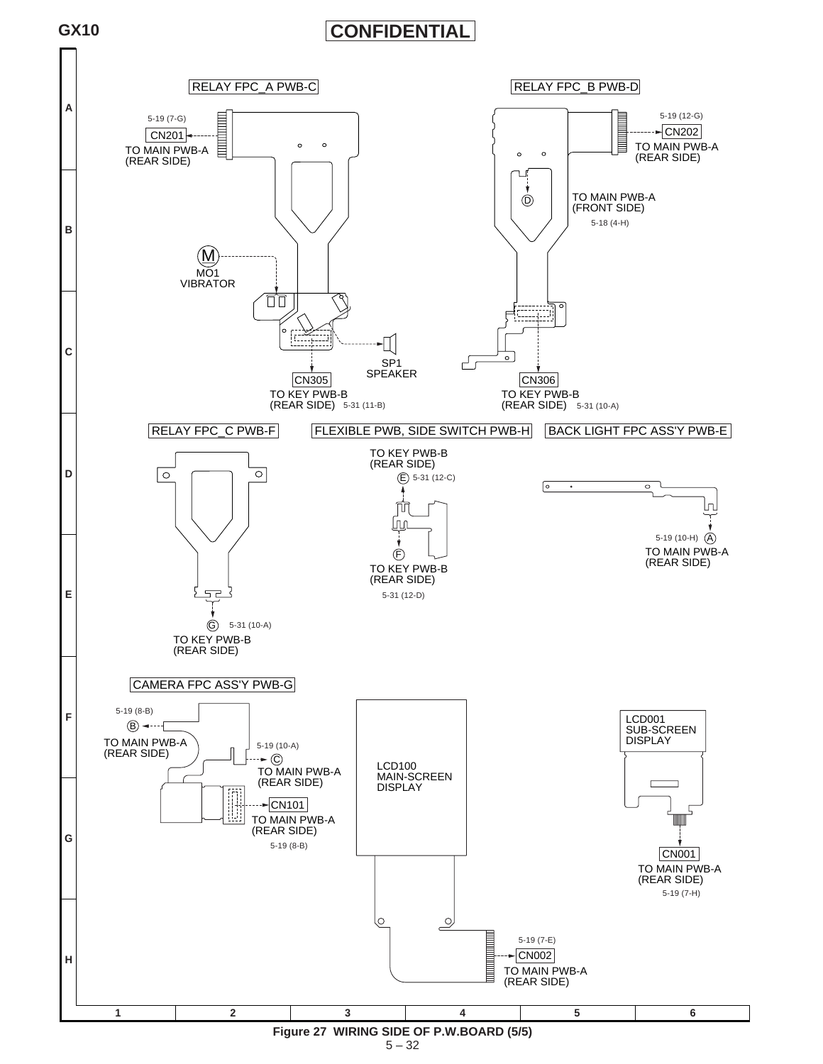CONFIDENTIAL

RELAY FPC_A PWB-C

5-19 (7-G)
CN201
TO MAIN PWB-A
(REAR SIDE)

M
MO1
VIBRATOR

SP1
SPEAKER

CN305
TO KEY PWB-B
(REAR SIDE) 5-31 (11-B)

RELAY FPC_B PWB-D

5-19 (12-G)
CN202
TO MAIN PWB-A
(REAR SIDE)

D
TO MAIN PWB-A
(FRONT SIDE)
5-18 (4-H)

CN306
TO KEY PWB-B
(REAR SIDE) 5-31 (10-A)

RELAY FPC_C PWB-F

G 5-31 (10-A)
TO KEY PWB-B
(REAR SIDE)

FLEXIBLE PWB, SIDE SWITCH PWB-H

TO KEY PWB-B
(REAR SIDE)
E 5-31 (12-C)

F
TO KEY PWB-B
(REAR SIDE)
5-31 (12-D)

BACK LIGHT FPC ASS'Y PWB-E

5-19 (10-H) A
TO MAIN PWB-A
(REAR SIDE)

CAMERA FPC ASS'Y PWB-G

5-19 (8-B)
B
TO MAIN PWB-A
(REAR SIDE)

5-19 (10-A)
C
TO MAIN PWB-A
(REAR SIDE)

CN101
TO MAIN PWB-A
(REAR SIDE)
5-19 (8-B)

LCD100
MAIN-SCREEN
DISPLAY

5-19 (7-E)
CN002
TO MAIN PWB-A
(REAR SIDE)

LCD001
SUB-SCREEN
DISPLAY

CN001
TO MAIN PWB-A
(REAR SIDE)
5-19 (7-H)

**Figure 27 WIRING SIDE OF P.W.BOARD (5/5)**